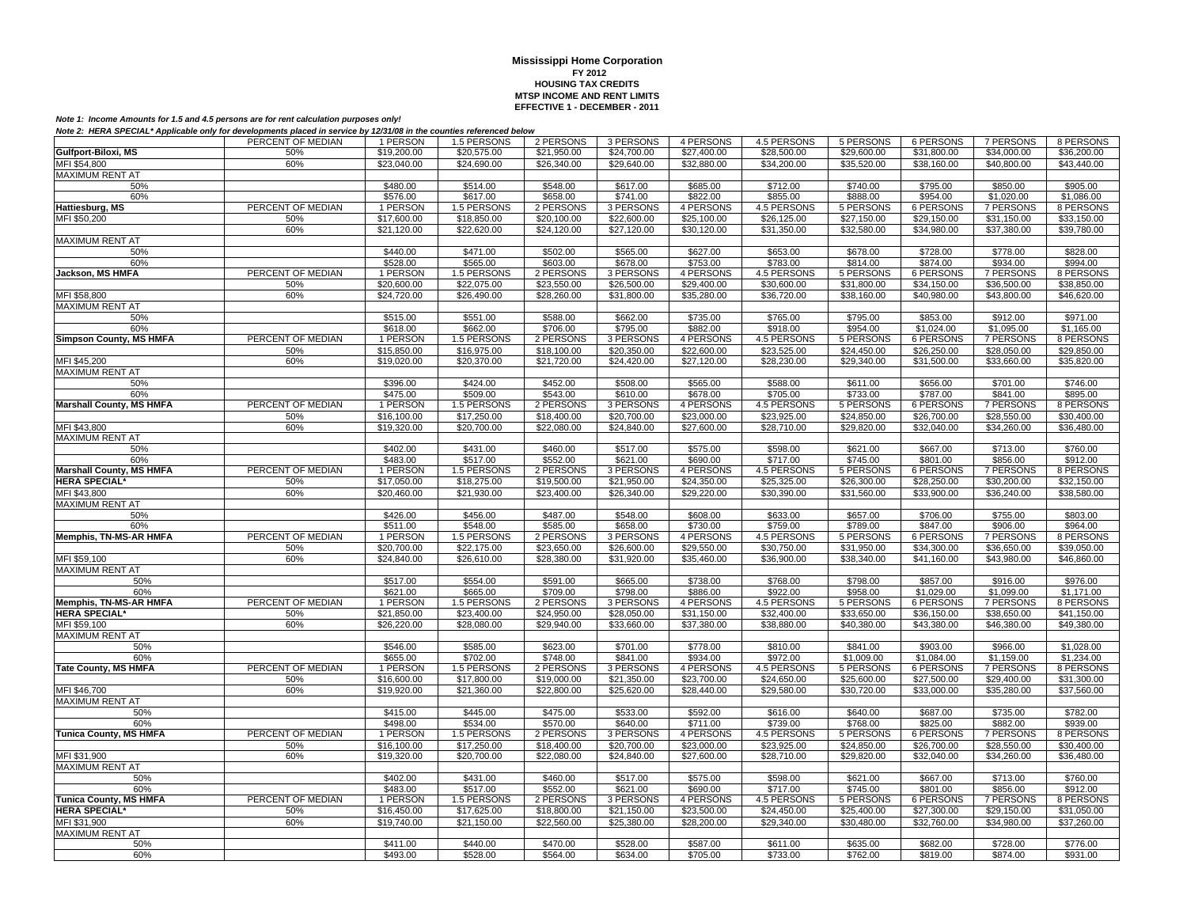# Mississippi Home Corporation

**FY 2012**
**HOUSING TAX CREDITS**
**MTSP INCOME AND RENT LIMITS**
**EFFECTIVE 1 - DECEMBER - 2011**

***Note 1: Income Amounts for 1.5 and 4.5 persons are for rent calculation purposes only!***

***Note 2: HERA SPECIAL* Applicable only for developments placed in service by 12/31/08 in the counties referenced below***

| | PERCENT OF MEDIAN | 1 PERSON | 1.5 PERSONS | 2 PERSONS | 3 PERSONS | 4 PERSONS | 4.5 PERSONS | 5 PERSONS | 6 PERSONS | 7 PERSONS | 8 PERSONS |
|---|---|---|---|---|---|---|---|---|---|---|---|
| **Gulfport-Biloxi, MS** | 50% | $19,200.00 | $20,575.00 | $21,950.00 | $24,700.00 | $27,400.00 | $28,500.00 | $29,600.00 | $31,800.00 | $34,000.00 | $36,200.00 |
| MFI $54,800 | 60% | $23,040.00 | $24,690.00 | $26,340.00 | $29,640.00 | $32,880.00 | $34,200.00 | $35,520.00 | $38,160.00 | $40,800.00 | $43,440.00 |
| MAXIMUM RENT AT | | | | | | | | | | | |
| 50% | | $480.00 | $514.00 | $548.00 | $617.00 | $685.00 | $712.00 | $740.00 | $795.00 | $850.00 | $905.00 |
| 60% | | $576.00 | $617.00 | $658.00 | $741.00 | $822.00 | $855.00 | $888.00 | $954.00 | $1,020.00 | $1,086.00 |
| **Hattiesburg, MS** | PERCENT OF MEDIAN | 1 PERSON | 1.5 PERSONS | 2 PERSONS | 3 PERSONS | 4 PERSONS | 4.5 PERSONS | 5 PERSONS | 6 PERSONS | 7 PERSONS | 8 PERSONS |
| MFI $50,200 | 50% | $17,600.00 | $18,850.00 | $20,100.00 | $22,600.00 | $25,100.00 | $26,125.00 | $27,150.00 | $29,150.00 | $31,150.00 | $33,150.00 |
| | 60% | $21,120.00 | $22,620.00 | $24,120.00 | $27,120.00 | $30,120.00 | $31,350.00 | $32,580.00 | $34,980.00 | $37,380.00 | $39,780.00 |
| MAXIMUM RENT AT | | | | | | | | | | | |
| 50% | | $440.00 | $471.00 | $502.00 | $565.00 | $627.00 | $653.00 | $678.00 | $728.00 | $778.00 | $828.00 |
| 60% | | $528.00 | $565.00 | $603.00 | $678.00 | $753.00 | $783.00 | $814.00 | $874.00 | $934.00 | $994.00 |
| **Jackson, MS HMFA** | PERCENT OF MEDIAN | 1 PERSON | 1.5 PERSONS | 2 PERSONS | 3 PERSONS | 4 PERSONS | 4.5 PERSONS | 5 PERSONS | 6 PERSONS | 7 PERSONS | 8 PERSONS |
| | 50% | $20,600.00 | $22,075.00 | $23,550.00 | $26,500.00 | $29,400.00 | $30,600.00 | $31,800.00 | $34,150.00 | $36,500.00 | $38,850.00 |
| MFI $58,800 | 60% | $24,720.00 | $26,490.00 | $28,260.00 | $31,800.00 | $35,280.00 | $36,720.00 | $38,160.00 | $40,980.00 | $43,800.00 | $46,620.00 |
| MAXIMUM RENT AT | | | | | | | | | | | |
| 50% | | $515.00 | $551.00 | $588.00 | $662.00 | $735.00 | $765.00 | $795.00 | $853.00 | $912.00 | $971.00 |
| 60% | | $618.00 | $662.00 | $706.00 | $795.00 | $882.00 | $918.00 | $954.00 | $1,024.00 | $1,095.00 | $1,165.00 |
| **Simpson County, MS HMFA** | PERCENT OF MEDIAN | 1 PERSON | 1.5 PERSONS | 2 PERSONS | 3 PERSONS | 4 PERSONS | 4.5 PERSONS | 5 PERSONS | 6 PERSONS | 7 PERSONS | 8 PERSONS |
| | 50% | $15,850.00 | $16,975.00 | $18,100.00 | $20,350.00 | $22,600.00 | $23,525.00 | $24,450.00 | $26,250.00 | $28,050.00 | $29,850.00 |
| MFI $45,200 | 60% | $19,020.00 | $20,370.00 | $21,720.00 | $24,420.00 | $27,120.00 | $28,230.00 | $29,340.00 | $31,500.00 | $33,660.00 | $35,820.00 |
| MAXIMUM RENT AT | | | | | | | | | | | |
| 50% | | $396.00 | $424.00 | $452.00 | $508.00 | $565.00 | $588.00 | $611.00 | $656.00 | $701.00 | $746.00 |
| 60% | | $475.00 | $509.00 | $543.00 | $610.00 | $678.00 | $705.00 | $733.00 | $787.00 | $841.00 | $895.00 |
| **Marshall County, MS HMFA** | PERCENT OF MEDIAN | 1 PERSON | 1.5 PERSONS | 2 PERSONS | 3 PERSONS | 4 PERSONS | 4.5 PERSONS | 5 PERSONS | 6 PERSONS | 7 PERSONS | 8 PERSONS |
| | 50% | $16,100.00 | $17,250.00 | $18,400.00 | $20,700.00 | $23,000.00 | $23,925.00 | $24,850.00 | $26,700.00 | $28,550.00 | $30,400.00 |
| MFI $43,800 | 60% | $19,320.00 | $20,700.00 | $22,080.00 | $24,840.00 | $27,600.00 | $28,710.00 | $29,820.00 | $32,040.00 | $34,260.00 | $36,480.00 |
| MAXIMUM RENT AT | | | | | | | | | | | |
| 50% | | $402.00 | $431.00 | $460.00 | $517.00 | $575.00 | $598.00 | $621.00 | $667.00 | $713.00 | $760.00 |
| 60% | | $483.00 | $517.00 | $552.00 | $621.00 | $690.00 | $717.00 | $745.00 | $801.00 | $856.00 | $912.00 |
| **Marshall County, MS HMFA** | PERCENT OF MEDIAN | 1 PERSON | 1.5 PERSONS | 2 PERSONS | 3 PERSONS | 4 PERSONS | 4.5 PERSONS | 5 PERSONS | 6 PERSONS | 7 PERSONS | 8 PERSONS |
| **HERA SPECIAL*** | 50% | $17,050.00 | $18,275.00 | $19,500.00 | $21,950.00 | $24,350.00 | $25,325.00 | $26,300.00 | $28,250.00 | $30,200.00 | $32,150.00 |
| MFI $43,800 | 60% | $20,460.00 | $21,930.00 | $23,400.00 | $26,340.00 | $29,220.00 | $30,390.00 | $31,560.00 | $33,900.00 | $36,240.00 | $38,580.00 |
| MAXIMUM RENT AT | | | | | | | | | | | |
| 50% | | $426.00 | $456.00 | $487.00 | $548.00 | $608.00 | $633.00 | $657.00 | $706.00 | $755.00 | $803.00 |
| 60% | | $511.00 | $548.00 | $585.00 | $658.00 | $730.00 | $759.00 | $789.00 | $847.00 | $906.00 | $964.00 |
| **Memphis, TN-MS-AR HMFA** | PERCENT OF MEDIAN | 1 PERSON | 1.5 PERSONS | 2 PERSONS | 3 PERSONS | 4 PERSONS | 4.5 PERSONS | 5 PERSONS | 6 PERSONS | 7 PERSONS | 8 PERSONS |
| | 50% | $20,700.00 | $22,175.00 | $23,650.00 | $26,600.00 | $29,550.00 | $30,750.00 | $31,950.00 | $34,300.00 | $36,650.00 | $39,050.00 |
| MFI $59,100 | 60% | $24,840.00 | $26,610.00 | $28,380.00 | $31,920.00 | $35,460.00 | $36,900.00 | $38,340.00 | $41,160.00 | $43,980.00 | $46,860.00 |
| MAXIMUM RENT AT | | | | | | | | | | | |
| 50% | | $517.00 | $554.00 | $591.00 | $665.00 | $738.00 | $768.00 | $798.00 | $857.00 | $916.00 | $976.00 |
| 60% | | $621.00 | $665.00 | $709.00 | $798.00 | $886.00 | $922.00 | $958.00 | $1,029.00 | $1,099.00 | $1,171.00 |
| **Memphis, TN-MS-AR HMFA** | PERCENT OF MEDIAN | 1 PERSON | 1.5 PERSONS | 2 PERSONS | 3 PERSONS | 4 PERSONS | 4.5 PERSONS | 5 PERSONS | 6 PERSONS | 7 PERSONS | 8 PERSONS |
| **HERA SPECIAL*** | 50% | $21,850.00 | $23,400.00 | $24,950.00 | $28,050.00 | $31,150.00 | $32,400.00 | $33,650.00 | $36,150.00 | $38,650.00 | $41,150.00 |
| MFI $59,100 | 60% | $26,220.00 | $28,080.00 | $29,940.00 | $33,660.00 | $37,380.00 | $38,880.00 | $40,380.00 | $43,380.00 | $46,380.00 | $49,380.00 |
| MAXIMUM RENT AT | | | | | | | | | | | |
| 50% | | $546.00 | $585.00 | $623.00 | $701.00 | $778.00 | $810.00 | $841.00 | $903.00 | $966.00 | $1,028.00 |
| 60% | | $655.00 | $702.00 | $748.00 | $841.00 | $934.00 | $972.00 | $1,009.00 | $1,084.00 | $1,159.00 | $1,234.00 |
| **Tate County, MS HMFA** | PERCENT OF MEDIAN | 1 PERSON | 1.5 PERSONS | 2 PERSONS | 3 PERSONS | 4 PERSONS | 4.5 PERSONS | 5 PERSONS | 6 PERSONS | 7 PERSONS | 8 PERSONS |
| | 50% | $16,600.00 | $17,800.00 | $19,000.00 | $21,350.00 | $23,700.00 | $24,650.00 | $25,600.00 | $27,500.00 | $29,400.00 | $31,300.00 |
| MFI $46,700 | 60% | $19,920.00 | $21,360.00 | $22,800.00 | $25,620.00 | $28,440.00 | $29,580.00 | $30,720.00 | $33,000.00 | $35,280.00 | $37,560.00 |
| MAXIMUM RENT AT | | | | | | | | | | | |
| 50% | | $415.00 | $445.00 | $475.00 | $533.00 | $592.00 | $616.00 | $640.00 | $687.00 | $735.00 | $782.00 |
| 60% | | $498.00 | $534.00 | $570.00 | $640.00 | $711.00 | $739.00 | $768.00 | $825.00 | $882.00 | $939.00 |
| **Tunica County, MS HMFA** | PERCENT OF MEDIAN | 1 PERSON | 1.5 PERSONS | 2 PERSONS | 3 PERSONS | 4 PERSONS | 4.5 PERSONS | 5 PERSONS | 6 PERSONS | 7 PERSONS | 8 PERSONS |
| | 50% | $16,100.00 | $17,250.00 | $18,400.00 | $20,700.00 | $23,000.00 | $23,925.00 | $24,850.00 | $26,700.00 | $28,550.00 | $30,400.00 |
| MFI $31,900 | 60% | $19,320.00 | $20,700.00 | $22,080.00 | $24,840.00 | $27,600.00 | $28,710.00 | $29,820.00 | $32,040.00 | $34,260.00 | $36,480.00 |
| MAXIMUM RENT AT | | | | | | | | | | | |
| 50% | | $402.00 | $431.00 | $460.00 | $517.00 | $575.00 | $598.00 | $621.00 | $667.00 | $713.00 | $760.00 |
| 60% | | $483.00 | $517.00 | $552.00 | $621.00 | $690.00 | $717.00 | $745.00 | $801.00 | $856.00 | $912.00 |
| **Tunica County, MS HMFA** | PERCENT OF MEDIAN | 1 PERSON | 1.5 PERSONS | 2 PERSONS | 3 PERSONS | 4 PERSONS | 4.5 PERSONS | 5 PERSONS | 6 PERSONS | 7 PERSONS | 8 PERSONS |
| **HERA SPECIAL*** | 50% | $16,450.00 | $17,625.00 | $18,800.00 | $21,150.00 | $23,500.00 | $24,450.00 | $25,400.00 | $27,300.00 | $29,150.00 | $31,050.00 |
| MFI $31,900 | 60% | $19,740.00 | $21,150.00 | $22,560.00 | $25,380.00 | $28,200.00 | $29,340.00 | $30,480.00 | $32,760.00 | $34,980.00 | $37,260.00 |
| MAXIMUM RENT AT | | | | | | | | | | | |
| 50% | | $411.00 | $440.00 | $470.00 | $528.00 | $587.00 | $611.00 | $635.00 | $682.00 | $728.00 | $776.00 |
| 60% | | $493.00 | $528.00 | $564.00 | $634.00 | $705.00 | $733.00 | $762.00 | $819.00 | $874.00 | $931.00 |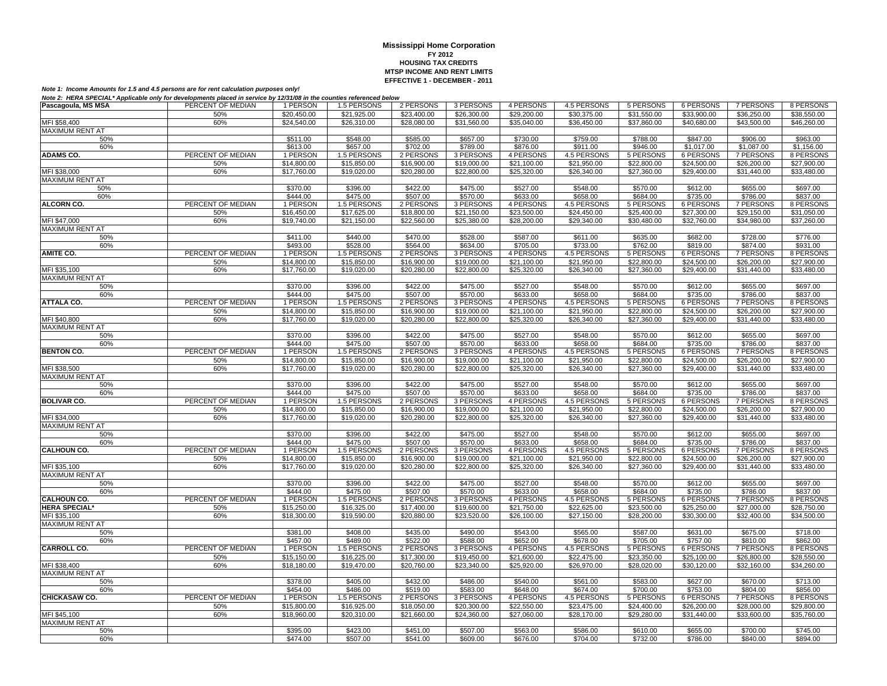**Mississippi Home Corporation**
**FY 2012**
**HOUSING TAX CREDITS**
**MTSP INCOME AND RENT LIMITS**
**EFFECTIVE 1 - DECEMBER - 2011**

***Note 1: Income Amounts for 1.5 and 4.5 persons are for rent calculation purposes only!***

***Note 2: HERA SPECIAL\* Applicable only for developments placed in service by 12/31/08 in the counties referenced below***

| Pascagoula, MS MSA | PERCENT OF MEDIAN | 1 PERSON | 1.5 PERSONS | 2 PERSONS | 3 PERSONS | 4 PERSONS | 4.5 PERSONS | 5 PERSONS | 6 PERSONS | 7 PERSONS | 8 PERSONS |
|---|---|---|---|---|---|---|---|---|---|---|---|
| | 50% | $20,450.00 | $21,925.00 | $23,400.00 | $26,300.00 | $29,200.00 | $30,375.00 | $31,550.00 | $33,900.00 | $36,250.00 | $38,550.00 |
| MFI $58,400 | 60% | $24,540.00 | $26,310.00 | $28,080.00 | $31,560.00 | $35,040.00 | $36,450.00 | $37,860.00 | $40,680.00 | $43,500.00 | $46,260.00 |
| MAXIMUM RENT AT | | | | | | | | | | | |
| 50% | | $511.00 | $548.00 | $585.00 | $657.00 | $730.00 | $759.00 | $788.00 | $847.00 | $906.00 | $963.00 |
| 60% | | $613.00 | $657.00 | $702.00 | $789.00 | $876.00 | $911.00 | $946.00 | $1,017.00 | $1,087.00 | $1,156.00 |
| **ADAMS CO.** | PERCENT OF MEDIAN | 1 PERSON | 1.5 PERSONS | 2 PERSONS | 3 PERSONS | 4 PERSONS | 4.5 PERSONS | 5 PERSONS | 6 PERSONS | 7 PERSONS | 8 PERSONS |
| | 50% | $14,800.00 | $15,850.00 | $16,900.00 | $19,000.00 | $21,100.00 | $21,950.00 | $22,800.00 | $24,500.00 | $26,200.00 | $27,900.00 |
| MFI $38,000 | 60% | $17,760.00 | $19,020.00 | $20,280.00 | $22,800.00 | $25,320.00 | $26,340.00 | $27,360.00 | $29,400.00 | $31,440.00 | $33,480.00 |
| MAXIMUM RENT AT | | | | | | | | | | | |
| 50% | | $370.00 | $396.00 | $422.00 | $475.00 | $527.00 | $548.00 | $570.00 | $612.00 | $655.00 | $697.00 |
| 60% | | $444.00 | $475.00 | $507.00 | $570.00 | $633.00 | $658.00 | $684.00 | $735.00 | $786.00 | $837.00 |
| **ALCORN CO.** | PERCENT OF MEDIAN | 1 PERSON | 1.5 PERSONS | 2 PERSONS | 3 PERSONS | 4 PERSONS | 4.5 PERSONS | 5 PERSONS | 6 PERSONS | 7 PERSONS | 8 PERSONS |
| | 50% | $16,450.00 | $17,625.00 | $18,800.00 | $21,150.00 | $23,500.00 | $24,450.00 | $25,400.00 | $27,300.00 | $29,150.00 | $31,050.00 |
| MFI $47,000 | 60% | $19,740.00 | $21,150.00 | $22,560.00 | $25,380.00 | $28,200.00 | $29,340.00 | $30,480.00 | $32,760.00 | $34,980.00 | $37,260.00 |
| MAXIMUM RENT AT | | | | | | | | | | | |
| 50% | | $411.00 | $440.00 | $470.00 | $528.00 | $587.00 | $611.00 | $635.00 | $682.00 | $728.00 | $776.00 |
| 60% | | $493.00 | $528.00 | $564.00 | $634.00 | $705.00 | $733.00 | $762.00 | $819.00 | $874.00 | $931.00 |
| **AMITE CO.** | PERCENT OF MEDIAN | 1 PERSON | 1.5 PERSONS | 2 PERSONS | 3 PERSONS | 4 PERSONS | 4.5 PERSONS | 5 PERSONS | 6 PERSONS | 7 PERSONS | 8 PERSONS |
| | 50% | $14,800.00 | $15,850.00 | $16,900.00 | $19,000.00 | $21,100.00 | $21,950.00 | $22,800.00 | $24,500.00 | $26,200.00 | $27,900.00 |
| MFI $35,100 | 60% | $17,760.00 | $19,020.00 | $20,280.00 | $22,800.00 | $25,320.00 | $26,340.00 | $27,360.00 | $29,400.00 | $31,440.00 | $33,480.00 |
| MAXIMUM RENT AT | | | | | | | | | | | |
| 50% | | $370.00 | $396.00 | $422.00 | $475.00 | $527.00 | $548.00 | $570.00 | $612.00 | $655.00 | $697.00 |
| 60% | | $444.00 | $475.00 | $507.00 | $570.00 | $633.00 | $658.00 | $684.00 | $735.00 | $786.00 | $837.00 |
| **ATTALA CO.** | PERCENT OF MEDIAN | 1 PERSON | 1.5 PERSONS | 2 PERSONS | 3 PERSONS | 4 PERSONS | 4.5 PERSONS | 5 PERSONS | 6 PERSONS | 7 PERSONS | 8 PERSONS |
| | 50% | $14,800.00 | $15,850.00 | $16,900.00 | $19,000.00 | $21,100.00 | $21,950.00 | $22,800.00 | $24,500.00 | $26,200.00 | $27,900.00 |
| MFI $40,800 | 60% | $17,760.00 | $19,020.00 | $20,280.00 | $22,800.00 | $25,320.00 | $26,340.00 | $27,360.00 | $29,400.00 | $31,440.00 | $33,480.00 |
| MAXIMUM RENT AT | | | | | | | | | | | |
| 50% | | $370.00 | $396.00 | $422.00 | $475.00 | $527.00 | $548.00 | $570.00 | $612.00 | $655.00 | $697.00 |
| 60% | | $444.00 | $475.00 | $507.00 | $570.00 | $633.00 | $658.00 | $684.00 | $735.00 | $786.00 | $837.00 |
| **BENTON CO.** | PERCENT OF MEDIAN | 1 PERSON | 1.5 PERSONS | 2 PERSONS | 3 PERSONS | 4 PERSONS | 4.5 PERSONS | 5 PERSONS | 6 PERSONS | 7 PERSONS | 8 PERSONS |
| | 50% | $14,800.00 | $15,850.00 | $16,900.00 | $19,000.00 | $21,100.00 | $21,950.00 | $22,800.00 | $24,500.00 | $26,200.00 | $27,900.00 |
| MFI $38,500 | 60% | $17,760.00 | $19,020.00 | $20,280.00 | $22,800.00 | $25,320.00 | $26,340.00 | $27,360.00 | $29,400.00 | $31,440.00 | $33,480.00 |
| MAXIMUM RENT AT | | | | | | | | | | | |
| 50% | | $370.00 | $396.00 | $422.00 | $475.00 | $527.00 | $548.00 | $570.00 | $612.00 | $655.00 | $697.00 |
| 60% | | $444.00 | $475.00 | $507.00 | $570.00 | $633.00 | $658.00 | $684.00 | $735.00 | $786.00 | $837.00 |
| **BOLIVAR CO.** | PERCENT OF MEDIAN | 1 PERSON | 1.5 PERSONS | 2 PERSONS | 3 PERSONS | 4 PERSONS | 4.5 PERSONS | 5 PERSONS | 6 PERSONS | 7 PERSONS | 8 PERSONS |
| | 50% | $14,800.00 | $15,850.00 | $16,900.00 | $19,000.00 | $21,100.00 | $21,950.00 | $22,800.00 | $24,500.00 | $26,200.00 | $27,900.00 |
| MFI $34,000 | 60% | $17,760.00 | $19,020.00 | $20,280.00 | $22,800.00 | $25,320.00 | $26,340.00 | $27,360.00 | $29,400.00 | $31,440.00 | $33,480.00 |
| MAXIMUM RENT AT | | | | | | | | | | | |
| 50% | | $370.00 | $396.00 | $422.00 | $475.00 | $527.00 | $548.00 | $570.00 | $612.00 | $655.00 | $697.00 |
| 60% | | $444.00 | $475.00 | $507.00 | $570.00 | $633.00 | $658.00 | $684.00 | $735.00 | $786.00 | $837.00 |
| **CALHOUN CO.** | PERCENT OF MEDIAN | 1 PERSON | 1.5 PERSONS | 2 PERSONS | 3 PERSONS | 4 PERSONS | 4.5 PERSONS | 5 PERSONS | 6 PERSONS | 7 PERSONS | 8 PERSONS |
| | 50% | $14,800.00 | $15,850.00 | $16,900.00 | $19,000.00 | $21,100.00 | $21,950.00 | $22,800.00 | $24,500.00 | $26,200.00 | $27,900.00 |
| MFI $35,100 | 60% | $17,760.00 | $19,020.00 | $20,280.00 | $22,800.00 | $25,320.00 | $26,340.00 | $27,360.00 | $29,400.00 | $31,440.00 | $33,480.00 |
| MAXIMUM RENT AT | | | | | | | | | | | |
| 50% | | $370.00 | $396.00 | $422.00 | $475.00 | $527.00 | $548.00 | $570.00 | $612.00 | $655.00 | $697.00 |
| 60% | | $444.00 | $475.00 | $507.00 | $570.00 | $633.00 | $658.00 | $684.00 | $735.00 | $786.00 | $837.00 |
| **CALHOUN CO.** | PERCENT OF MEDIAN | 1 PERSON | 1.5 PERSONS | 2 PERSONS | 3 PERSONS | 4 PERSONS | 4.5 PERSONS | 5 PERSONS | 6 PERSONS | 7 PERSONS | 8 PERSONS |
| **HERA SPECIAL\*** | 50% | $15,250.00 | $16,325.00 | $17,400.00 | $19,600.00 | $21,750.00 | $22,625.00 | $23,500.00 | $25,250.00 | $27,000.00 | $28,750.00 |
| MFI $35,100 | 60% | $18,300.00 | $19,590.00 | $20,880.00 | $23,520.00 | $26,100.00 | $27,150.00 | $28,200.00 | $30,300.00 | $32,400.00 | $34,500.00 |
| MAXIMUM RENT AT | | | | | | | | | | | |
| 50% | | $381.00 | $408.00 | $435.00 | $490.00 | $543.00 | $565.00 | $587.00 | $631.00 | $675.00 | $718.00 |
| 60% | | $457.00 | $489.00 | $522.00 | $588.00 | $652.00 | $678.00 | $705.00 | $757.00 | $810.00 | $862.00 |
| **CARROLL CO.** | PERCENT OF MEDIAN | 1 PERSON | 1.5 PERSONS | 2 PERSONS | 3 PERSONS | 4 PERSONS | 4.5 PERSONS | 5 PERSONS | 6 PERSONS | 7 PERSONS | 8 PERSONS |
| | 50% | $15,150.00 | $16,225.00 | $17,300.00 | $19,450.00 | $21,600.00 | $22,475.00 | $23,350.00 | $25,100.00 | $26,800.00 | $28,550.00 |
| MFI $38,400 | 60% | $18,180.00 | $19,470.00 | $20,760.00 | $23,340.00 | $25,920.00 | $26,970.00 | $28,020.00 | $30,120.00 | $32,160.00 | $34,260.00 |
| MAXIMUM RENT AT | | | | | | | | | | | |
| 50% | | $378.00 | $405.00 | $432.00 | $486.00 | $540.00 | $561.00 | $583.00 | $627.00 | $670.00 | $713.00 |
| 60% | | $454.00 | $486.00 | $519.00 | $583.00 | $648.00 | $674.00 | $700.00 | $753.00 | $804.00 | $856.00 |
| **CHICKASAW CO.** | PERCENT OF MEDIAN | 1 PERSON | 1.5 PERSONS | 2 PERSONS | 3 PERSONS | 4 PERSONS | 4.5 PERSONS | 5 PERSONS | 6 PERSONS | 7 PERSONS | 8 PERSONS |
| | 50% | $15,800.00 | $16,925.00 | $18,050.00 | $20,300.00 | $22,550.00 | $23,475.00 | $24,400.00 | $26,200.00 | $28,000.00 | $29,800.00 |
| MFI $45,100 | 60% | $18,960.00 | $20,310.00 | $21,660.00 | $24,360.00 | $27,060.00 | $28,170.00 | $29,280.00 | $31,440.00 | $33,600.00 | $35,760.00 |
| MAXIMUM RENT AT | | | | | | | | | | | |
| 50% | | $395.00 | $423.00 | $451.00 | $507.00 | $563.00 | $586.00 | $610.00 | $655.00 | $700.00 | $745.00 |
| 60% | | $474.00 | $507.00 | $541.00 | $609.00 | $676.00 | $704.00 | $732.00 | $786.00 | $840.00 | $894.00 |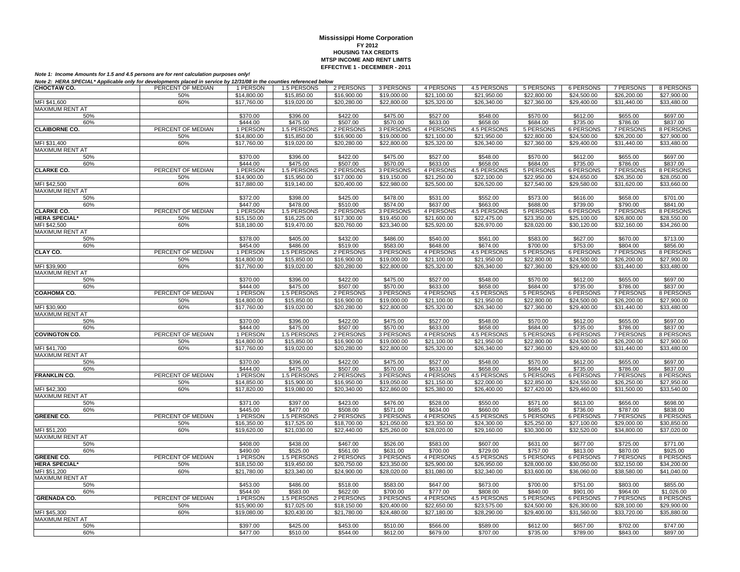**Mississippi Home Corporation**
**FY 2012**
**HOUSING TAX CREDITS**
**MTSP INCOME AND RENT LIMITS**
**EFFECTIVE 1 - DECEMBER - 2011**

***Note 1: Income Amounts for 1.5 and 4.5 persons are for rent calculation purposes only!***

***Note 2: HERA SPECIAL* Applicable only for developments placed in service by 12/31/08 in the counties referenced below***

| **CHOCTAW CO.** | PERCENT OF MEDIAN | 1 PERSON | 1.5 PERSONS | 2 PERSONS | 3 PERSONS | 4 PERSONS | 4.5 PERSONS | 5 PERSONS | 6 PERSONS | 7 PERSONS | 8 PERSONS |
|---|---|---|---|---|---|---|---|---|---|---|---|
| | 50% | $14,800.00 | $15,850.00 | $16,900.00 | $19,000.00 | $21,100.00 | $21,950.00 | $22,800.00 | $24,500.00 | $26,200.00 | $27,900.00 |
| MFI $41,600 | 60% | $17,760.00 | $19,020.00 | $20,280.00 | $22,800.00 | $25,320.00 | $26,340.00 | $27,360.00 | $29,400.00 | $31,440.00 | $33,480.00 |
| MAXIMUM RENT AT | | | | | | | | | | | |
| 50% | | $370.00 | $396.00 | $422.00 | $475.00 | $527.00 | $548.00 | $570.00 | $612.00 | $655.00 | $697.00 |
| 60% | | $444.00 | $475.00 | $507.00 | $570.00 | $633.00 | $658.00 | $684.00 | $735.00 | $786.00 | $837.00 |
| **CLAIBORNE CO.** | PERCENT OF MEDIAN | 1 PERSON | 1.5 PERSONS | 2 PERSONS | 3 PERSONS | 4 PERSONS | 4.5 PERSONS | 5 PERSONS | 6 PERSONS | 7 PERSONS | 8 PERSONS |
| | 50% | $14,800.00 | $15,850.00 | $16,900.00 | $19,000.00 | $21,100.00 | $21,950.00 | $22,800.00 | $24,500.00 | $26,200.00 | $27,900.00 |
| MFI $31,400 | 60% | $17,760.00 | $19,020.00 | $20,280.00 | $22,800.00 | $25,320.00 | $26,340.00 | $27,360.00 | $29,400.00 | $31,440.00 | $33,480.00 |
| MAXIMUM RENT AT | | | | | | | | | | | |
| 50% | | $370.00 | $396.00 | $422.00 | $475.00 | $527.00 | $548.00 | $570.00 | $612.00 | $655.00 | $697.00 |
| 60% | | $444.00 | $475.00 | $507.00 | $570.00 | $633.00 | $658.00 | $684.00 | $735.00 | $786.00 | $837.00 |
| **CLARKE CO.** | PERCENT OF MEDIAN | 1 PERSON | 1.5 PERSONS | 2 PERSONS | 3 PERSONS | 4 PERSONS | 4.5 PERSONS | 5 PERSONS | 6 PERSONS | 7 PERSONS | 8 PERSONS |
| | 50% | $14,900.00 | $15,950.00 | $17,000.00 | $19,150.00 | $21,250.00 | $22,100.00 | $22,950.00 | $24,650.00 | $26,350.00 | $28,050.00 |
| MFI $42,500 | 60% | $17,880.00 | $19,140.00 | $20,400.00 | $22,980.00 | $25,500.00 | $26,520.00 | $27,540.00 | $29,580.00 | $31,620.00 | $33,660.00 |
| MAXIMUM RENT AT | | | | | | | | | | | |
| 50% | | $372.00 | $398.00 | $425.00 | $478.00 | $531.00 | $552.00 | $573.00 | $616.00 | $658.00 | $701.00 |
| 60% | | $447.00 | $478.00 | $510.00 | $574.00 | $637.00 | $663.00 | $688.00 | $739.00 | $790.00 | $841.00 |
| **CLARKE CO.** | PERCENT OF MEDIAN | 1 PERSON | 1.5 PERSONS | 2 PERSONS | 3 PERSONS | 4 PERSONS | 4.5 PERSONS | 5 PERSONS | 6 PERSONS | 7 PERSONS | 8 PERSONS |
| **HERA SPECIAL*** | 50% | $15,150.00 | $16,225.00 | $17,300.00 | $19,450.00 | $21,600.00 | $22,475.00 | $23,350.00 | $25,100.00 | $26,800.00 | $28,550.00 |
| MFI $42,500 | 60% | $18,180.00 | $19,470.00 | $20,760.00 | $23,340.00 | $25,920.00 | $26,970.00 | $28,020.00 | $30,120.00 | $32,160.00 | $34,260.00 |
| MAXIMUM RENT AT | | | | | | | | | | | |
| 50% | | $378.00 | $405.00 | $432.00 | $486.00 | $540.00 | $561.00 | $583.00 | $627.00 | $670.00 | $713.00 |
| 60% | | $454.00 | $486.00 | $519.00 | $583.00 | $648.00 | $674.00 | $700.00 | $753.00 | $804.00 | $856.00 |
| **CLAY CO.** | PERCENT OF MEDIAN | 1 PERSON | 1.5 PERSONS | 2 PERSONS | 3 PERSONS | 4 PERSONS | 4.5 PERSONS | 5 PERSONS | 6 PERSONS | 7 PERSONS | 8 PERSONS |
| | 50% | $14,800.00 | $15,850.00 | $16,900.00 | $19,000.00 | $21,100.00 | $21,950.00 | $22,800.00 | $24,500.00 | $26,200.00 | $27,900.00 |
| MFI $39,900 | 60% | $17,760.00 | $19,020.00 | $20,280.00 | $22,800.00 | $25,320.00 | $26,340.00 | $27,360.00 | $29,400.00 | $31,440.00 | $33,480.00 |
| MAXIMUM RENT AT | | | | | | | | | | | |
| 50% | | $370.00 | $396.00 | $422.00 | $475.00 | $527.00 | $548.00 | $570.00 | $612.00 | $655.00 | $697.00 |
| 60% | | $444.00 | $475.00 | $507.00 | $570.00 | $633.00 | $658.00 | $684.00 | $735.00 | $786.00 | $837.00 |
| **COAHOMA CO.** | PERCENT OF MEDIAN | 1 PERSON | 1.5 PERSONS | 2 PERSONS | 3 PERSONS | 4 PERSONS | 4.5 PERSONS | 5 PERSONS | 6 PERSONS | 7 PERSONS | 8 PERSONS |
| | 50% | $14,800.00 | $15,850.00 | $16,900.00 | $19,000.00 | $21,100.00 | $21,950.00 | $22,800.00 | $24,500.00 | $26,200.00 | $27,900.00 |
| MFI $30,900 | 60% | $17,760.00 | $19,020.00 | $20,280.00 | $22,800.00 | $25,320.00 | $26,340.00 | $27,360.00 | $29,400.00 | $31,440.00 | $33,480.00 |
| MAXIMUM RENT AT | | | | | | | | | | | |
| 50% | | $370.00 | $396.00 | $422.00 | $475.00 | $527.00 | $548.00 | $570.00 | $612.00 | $655.00 | $697.00 |
| 60% | | $444.00 | $475.00 | $507.00 | $570.00 | $633.00 | $658.00 | $684.00 | $735.00 | $786.00 | $837.00 |
| **COVINGTON CO.** | PERCENT OF MEDIAN | 1 PERSON | 1.5 PERSONS | 2 PERSONS | 3 PERSONS | 4 PERSONS | 4.5 PERSONS | 5 PERSONS | 6 PERSONS | 7 PERSONS | 8 PERSONS |
| | 50% | $14,800.00 | $15,850.00 | $16,900.00 | $19,000.00 | $21,100.00 | $21,950.00 | $22,800.00 | $24,500.00 | $26,200.00 | $27,900.00 |
| MFI $41,700 | 60% | $17,760.00 | $19,020.00 | $20,280.00 | $22,800.00 | $25,320.00 | $26,340.00 | $27,360.00 | $29,400.00 | $31,440.00 | $33,480.00 |
| MAXIMUM RENT AT | | | | | | | | | | | |
| 50% | | $370.00 | $396.00 | $422.00 | $475.00 | $527.00 | $548.00 | $570.00 | $612.00 | $655.00 | $697.00 |
| 60% | | $444.00 | $475.00 | $507.00 | $570.00 | $633.00 | $658.00 | $684.00 | $735.00 | $786.00 | $837.00 |
| **FRANKLIN CO.** | PERCENT OF MEDIAN | 1 PERSON | 1.5 PERSONS | 2 PERSONS | 3 PERSONS | 4 PERSONS | 4.5 PERSONS | 5 PERSONS | 6 PERSONS | 7 PERSONS | 8 PERSONS |
| | 50% | $14,850.00 | $15,900.00 | $16,950.00 | $19,050.00 | $21,150.00 | $22,000.00 | $22,850.00 | $24,550.00 | $26,250.00 | $27,950.00 |
| MFI $42,300 | 60% | $17,820.00 | $19,080.00 | $20,340.00 | $22,860.00 | $25,380.00 | $26,400.00 | $27,420.00 | $29,460.00 | $31,500.00 | $33,540.00 |
| MAXIMUM RENT AT | | | | | | | | | | | |
| 50% | | $371.00 | $397.00 | $423.00 | $476.00 | $528.00 | $550.00 | $571.00 | $613.00 | $656.00 | $698.00 |
| 60% | | $445.00 | $477.00 | $508.00 | $571.00 | $634.00 | $660.00 | $685.00 | $736.00 | $787.00 | $838.00 |
| **GREENE CO.** | PERCENT OF MEDIAN | 1 PERSON | 1.5 PERSONS | 2 PERSONS | 3 PERSONS | 4 PERSONS | 4.5 PERSONS | 5 PERSONS | 6 PERSONS | 7 PERSONS | 8 PERSONS |
| | 50% | $16,350.00 | $17,525.00 | $18,700.00 | $21,050.00 | $23,350.00 | $24,300.00 | $25,250.00 | $27,100.00 | $29,000.00 | $30,850.00 |
| MFI $51,200 | 60% | $19,620.00 | $21,030.00 | $22,440.00 | $25,260.00 | $28,020.00 | $29,160.00 | $30,300.00 | $32,520.00 | $34,800.00 | $37,020.00 |
| MAXIMUM RENT AT | | | | | | | | | | | |
| 50% | | $408.00 | $438.00 | $467.00 | $526.00 | $583.00 | $607.00 | $631.00 | $677.00 | $725.00 | $771.00 |
| 60% | | $490.00 | $525.00 | $561.00 | $631.00 | $700.00 | $729.00 | $757.00 | $813.00 | $870.00 | $925.00 |
| **GREENE CO.** | PERCENT OF MEDIAN | 1 PERSON | 1.5 PERSONS | 2 PERSONS | 3 PERSONS | 4 PERSONS | 4.5 PERSONS | 5 PERSONS | 6 PERSONS | 7 PERSONS | 8 PERSONS |
| **HERA SPECIAL*** | 50% | $18,150.00 | $19,450.00 | $20,750.00 | $23,350.00 | $25,900.00 | $26,950.00 | $28,000.00 | $30,050.00 | $32,150.00 | $34,200.00 |
| MFI $51,200 | 60% | $21,780.00 | $23,340.00 | $24,900.00 | $28,020.00 | $31,080.00 | $32,340.00 | $33,600.00 | $36,060.00 | $38,580.00 | $41,040.00 |
| MAXIMUM RENT AT | | | | | | | | | | | |
| 50% | | $453.00 | $486.00 | $518.00 | $583.00 | $647.00 | $673.00 | $700.00 | $751.00 | $803.00 | $855.00 |
| 60% | | $544.00 | $583.00 | $622.00 | $700.00 | $777.00 | $808.00 | $840.00 | $901.00 | $964.00 | $1,026.00 |
| **GRENADA CO.** | PERCENT OF MEDIAN | 1 PERSON | 1.5 PERSONS | 2 PERSONS | 3 PERSONS | 4 PERSONS | 4.5 PERSONS | 5 PERSONS | 6 PERSONS | 7 PERSONS | 8 PERSONS |
| | 50% | $15,900.00 | $17,025.00 | $18,150.00 | $20,400.00 | $22,650.00 | $23,575.00 | $24,500.00 | $26,300.00 | $28,100.00 | $29,900.00 |
| MFI $45,300 | 60% | $19,080.00 | $20,430.00 | $21,780.00 | $24,480.00 | $27,180.00 | $28,290.00 | $29,400.00 | $31,560.00 | $33,720.00 | $35,880.00 |
| MAXIMUM RENT AT | | | | | | | | | | | |
| 50% | | $397.00 | $425.00 | $453.00 | $510.00 | $566.00 | $589.00 | $612.00 | $657.00 | $702.00 | $747.00 |
| 60% | | $477.00 | $510.00 | $544.00 | $612.00 | $679.00 | $707.00 | $735.00 | $789.00 | $843.00 | $897.00 |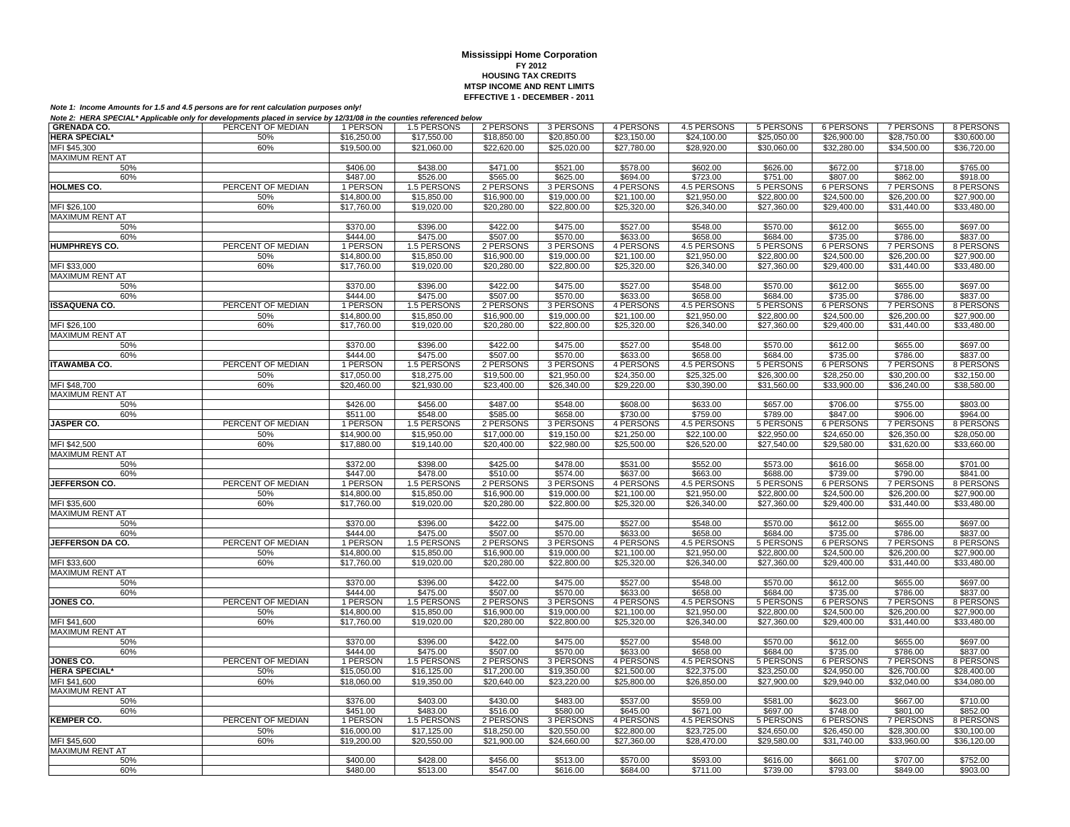**Mississippi Home Corporation**
**FY 2012**
**HOUSING TAX CREDITS**
**MTSP INCOME AND RENT LIMITS**
**EFFECTIVE 1 - DECEMBER - 2011**

***Note 1: Income Amounts for 1.5 and 4.5 persons are for rent calculation purposes only!***

***Note 2: HERA SPECIAL\* Applicable only for developments placed in service by 12/31/08 in the counties referenced below***

| GRENADA CO. | PERCENT OF MEDIAN | 1 PERSON | 1.5 PERSONS | 2 PERSONS | 3 PERSONS | 4 PERSONS | 4.5 PERSONS | 5 PERSONS | 6 PERSONS | 7 PERSONS | 8 PERSONS |
|---|---|---|---|---|---|---|---|---|---|---|---|
| **HERA SPECIAL\*** | 50% | $16,250.00 | $17,550.00 | $18,850.00 | $20,850.00 | $23,150.00 | $24,100.00 | $25,050.00 | $26,900.00 | $28,750.00 | $30,600.00 |
| MFI $45,300 | 60% | $19,500.00 | $21,060.00 | $22,620.00 | $25,020.00 | $27,780.00 | $28,920.00 | $30,060.00 | $32,280.00 | $34,500.00 | $36,720.00 |
| MAXIMUM RENT AT | | | | | | | | | | | |
| 50% | | $406.00 | $438.00 | $471.00 | $521.00 | $578.00 | $602.00 | $626.00 | $672.00 | $718.00 | $765.00 |
| 60% | | $487.00 | $526.00 | $565.00 | $625.00 | $694.00 | $723.00 | $751.00 | $807.00 | $862.00 | $918.00 |
| **HOLMES CO.** | PERCENT OF MEDIAN | 1 PERSON | 1.5 PERSONS | 2 PERSONS | 3 PERSONS | 4 PERSONS | 4.5 PERSONS | 5 PERSONS | 6 PERSONS | 7 PERSONS | 8 PERSONS |
| | 50% | $14,800.00 | $15,850.00 | $16,900.00 | $19,000.00 | $21,100.00 | $21,950.00 | $22,800.00 | $24,500.00 | $26,200.00 | $27,900.00 |
| MFI $26,100 | 60% | $17,760.00 | $19,020.00 | $20,280.00 | $22,800.00 | $25,320.00 | $26,340.00 | $27,360.00 | $29,400.00 | $31,440.00 | $33,480.00 |
| MAXIMUM RENT AT | | | | | | | | | | | |
| 50% | | $370.00 | $396.00 | $422.00 | $475.00 | $527.00 | $548.00 | $570.00 | $612.00 | $655.00 | $697.00 |
| 60% | | $444.00 | $475.00 | $507.00 | $570.00 | $633.00 | $658.00 | $684.00 | $735.00 | $786.00 | $837.00 |
| **HUMPHREYS CO.** | PERCENT OF MEDIAN | 1 PERSON | 1.5 PERSONS | 2 PERSONS | 3 PERSONS | 4 PERSONS | 4.5 PERSONS | 5 PERSONS | 6 PERSONS | 7 PERSONS | 8 PERSONS |
| | 50% | $14,800.00 | $15,850.00 | $16,900.00 | $19,000.00 | $21,100.00 | $21,950.00 | $22,800.00 | $24,500.00 | $26,200.00 | $27,900.00 |
| MFI $33,000 | 60% | $17,760.00 | $19,020.00 | $20,280.00 | $22,800.00 | $25,320.00 | $26,340.00 | $27,360.00 | $29,400.00 | $31,440.00 | $33,480.00 |
| MAXIMUM RENT AT | | | | | | | | | | | |
| 50% | | $370.00 | $396.00 | $422.00 | $475.00 | $527.00 | $548.00 | $570.00 | $612.00 | $655.00 | $697.00 |
| 60% | | $444.00 | $475.00 | $507.00 | $570.00 | $633.00 | $658.00 | $684.00 | $735.00 | $786.00 | $837.00 |
| **ISSAQUENA CO.** | PERCENT OF MEDIAN | 1 PERSON | 1.5 PERSONS | 2 PERSONS | 3 PERSONS | 4 PERSONS | 4.5 PERSONS | 5 PERSONS | 6 PERSONS | 7 PERSONS | 8 PERSONS |
| | 50% | $14,800.00 | $15,850.00 | $16,900.00 | $19,000.00 | $21,100.00 | $21,950.00 | $22,800.00 | $24,500.00 | $26,200.00 | $27,900.00 |
| MFI $26,100 | 60% | $17,760.00 | $19,020.00 | $20,280.00 | $22,800.00 | $25,320.00 | $26,340.00 | $27,360.00 | $29,400.00 | $31,440.00 | $33,480.00 |
| MAXIMUM RENT AT | | | | | | | | | | | |
| 50% | | $370.00 | $396.00 | $422.00 | $475.00 | $527.00 | $548.00 | $570.00 | $612.00 | $655.00 | $697.00 |
| 60% | | $444.00 | $475.00 | $507.00 | $570.00 | $633.00 | $658.00 | $684.00 | $735.00 | $786.00 | $837.00 |
| **ITAWAMBA CO.** | PERCENT OF MEDIAN | 1 PERSON | 1.5 PERSONS | 2 PERSONS | 3 PERSONS | 4 PERSONS | 4.5 PERSONS | 5 PERSONS | 6 PERSONS | 7 PERSONS | 8 PERSONS |
| | 50% | $17,050.00 | $18,275.00 | $19,500.00 | $21,950.00 | $24,350.00 | $25,325.00 | $26,300.00 | $28,250.00 | $30,200.00 | $32,150.00 |
| MFI $48,700 | 60% | $20,460.00 | $21,930.00 | $23,400.00 | $26,340.00 | $29,220.00 | $30,390.00 | $31,560.00 | $33,900.00 | $36,240.00 | $38,580.00 |
| MAXIMUM RENT AT | | | | | | | | | | | |
| 50% | | $426.00 | $456.00 | $487.00 | $548.00 | $608.00 | $633.00 | $657.00 | $706.00 | $755.00 | $803.00 |
| 60% | | $511.00 | $548.00 | $585.00 | $658.00 | $730.00 | $759.00 | $789.00 | $847.00 | $906.00 | $964.00 |
| **JASPER CO.** | PERCENT OF MEDIAN | 1 PERSON | 1.5 PERSONS | 2 PERSONS | 3 PERSONS | 4 PERSONS | 4.5 PERSONS | 5 PERSONS | 6 PERSONS | 7 PERSONS | 8 PERSONS |
| | 50% | $14,900.00 | $15,950.00 | $17,000.00 | $19,150.00 | $21,250.00 | $22,100.00 | $22,950.00 | $24,650.00 | $26,350.00 | $28,050.00 |
| MFI $42,500 | 60% | $17,880.00 | $19,140.00 | $20,400.00 | $22,980.00 | $25,500.00 | $26,520.00 | $27,540.00 | $29,580.00 | $31,620.00 | $33,660.00 |
| MAXIMUM RENT AT | | | | | | | | | | | |
| 50% | | $372.00 | $398.00 | $425.00 | $478.00 | $531.00 | $552.00 | $573.00 | $616.00 | $658.00 | $701.00 |
| 60% | | $447.00 | $478.00 | $510.00 | $574.00 | $637.00 | $663.00 | $688.00 | $739.00 | $790.00 | $841.00 |
| **JEFFERSON CO.** | PERCENT OF MEDIAN | 1 PERSON | 1.5 PERSONS | 2 PERSONS | 3 PERSONS | 4 PERSONS | 4.5 PERSONS | 5 PERSONS | 6 PERSONS | 7 PERSONS | 8 PERSONS |
| | 50% | $14,800.00 | $15,850.00 | $16,900.00 | $19,000.00 | $21,100.00 | $21,950.00 | $22,800.00 | $24,500.00 | $26,200.00 | $27,900.00 |
| MFI $35,600 | 60% | $17,760.00 | $19,020.00 | $20,280.00 | $22,800.00 | $25,320.00 | $26,340.00 | $27,360.00 | $29,400.00 | $31,440.00 | $33,480.00 |
| MAXIMUM RENT AT | | | | | | | | | | | |
| 50% | | $370.00 | $396.00 | $422.00 | $475.00 | $527.00 | $548.00 | $570.00 | $612.00 | $655.00 | $697.00 |
| 60% | | $444.00 | $475.00 | $507.00 | $570.00 | $633.00 | $658.00 | $684.00 | $735.00 | $786.00 | $837.00 |
| **JEFFERSON DA CO.** | PERCENT OF MEDIAN | 1 PERSON | 1.5 PERSONS | 2 PERSONS | 3 PERSONS | 4 PERSONS | 4.5 PERSONS | 5 PERSONS | 6 PERSONS | 7 PERSONS | 8 PERSONS |
| | 50% | $14,800.00 | $15,850.00 | $16,900.00 | $19,000.00 | $21,100.00 | $21,950.00 | $22,800.00 | $24,500.00 | $26,200.00 | $27,900.00 |
| MFI $33,600 | 60% | $17,760.00 | $19,020.00 | $20,280.00 | $22,800.00 | $25,320.00 | $26,340.00 | $27,360.00 | $29,400.00 | $31,440.00 | $33,480.00 |
| MAXIMUM RENT AT | | | | | | | | | | | |
| 50% | | $370.00 | $396.00 | $422.00 | $475.00 | $527.00 | $548.00 | $570.00 | $612.00 | $655.00 | $697.00 |
| 60% | | $444.00 | $475.00 | $507.00 | $570.00 | $633.00 | $658.00 | $684.00 | $735.00 | $786.00 | $837.00 |
| **JONES CO.** | PERCENT OF MEDIAN | 1 PERSON | 1.5 PERSONS | 2 PERSONS | 3 PERSONS | 4 PERSONS | 4.5 PERSONS | 5 PERSONS | 6 PERSONS | 7 PERSONS | 8 PERSONS |
| | 50% | $14,800.00 | $15,850.00 | $16,900.00 | $19,000.00 | $21,100.00 | $21,950.00 | $22,800.00 | $24,500.00 | $26,200.00 | $27,900.00 |
| MFI $41,600 | 60% | $17,760.00 | $19,020.00 | $20,280.00 | $22,800.00 | $25,320.00 | $26,340.00 | $27,360.00 | $29,400.00 | $31,440.00 | $33,480.00 |
| MAXIMUM RENT AT | | | | | | | | | | | |
| 50% | | $370.00 | $396.00 | $422.00 | $475.00 | $527.00 | $548.00 | $570.00 | $612.00 | $655.00 | $697.00 |
| 60% | | $444.00 | $475.00 | $507.00 | $570.00 | $633.00 | $658.00 | $684.00 | $735.00 | $786.00 | $837.00 |
| **JONES CO.** | PERCENT OF MEDIAN | 1 PERSON | 1.5 PERSONS | 2 PERSONS | 3 PERSONS | 4 PERSONS | 4.5 PERSONS | 5 PERSONS | 6 PERSONS | 7 PERSONS | 8 PERSONS |
| **HERA SPECIAL\*** | 50% | $15,050.00 | $16,125.00 | $17,200.00 | $19,350.00 | $21,500.00 | $22,375.00 | $23,250.00 | $24,950.00 | $26,700.00 | $28,400.00 |
| MFI $41,600 | 60% | $18,060.00 | $19,350.00 | $20,640.00 | $23,220.00 | $25,800.00 | $26,850.00 | $27,900.00 | $29,940.00 | $32,040.00 | $34,080.00 |
| MAXIMUM RENT AT | | | | | | | | | | | |
| 50% | | $376.00 | $403.00 | $430.00 | $483.00 | $537.00 | $559.00 | $581.00 | $623.00 | $667.00 | $710.00 |
| 60% | | $451.00 | $483.00 | $516.00 | $580.00 | $645.00 | $671.00 | $697.00 | $748.00 | $801.00 | $852.00 |
| **KEMPER CO.** | PERCENT OF MEDIAN | 1 PERSON | 1.5 PERSONS | 2 PERSONS | 3 PERSONS | 4 PERSONS | 4.5 PERSONS | 5 PERSONS | 6 PERSONS | 7 PERSONS | 8 PERSONS |
| | 50% | $16,000.00 | $17,125.00 | $18,250.00 | $20,550.00 | $22,800.00 | $23,725.00 | $24,650.00 | $26,450.00 | $28,300.00 | $30,100.00 |
| MFI $45,600 | 60% | $19,200.00 | $20,550.00 | $21,900.00 | $24,660.00 | $27,360.00 | $28,470.00 | $29,580.00 | $31,740.00 | $33,960.00 | $36,120.00 |
| MAXIMUM RENT AT | | | | | | | | | | | |
| 50% | | $400.00 | $428.00 | $456.00 | $513.00 | $570.00 | $593.00 | $616.00 | $661.00 | $707.00 | $752.00 |
| 60% | | $480.00 | $513.00 | $547.00 | $616.00 | $684.00 | $711.00 | $739.00 | $793.00 | $849.00 | $903.00 |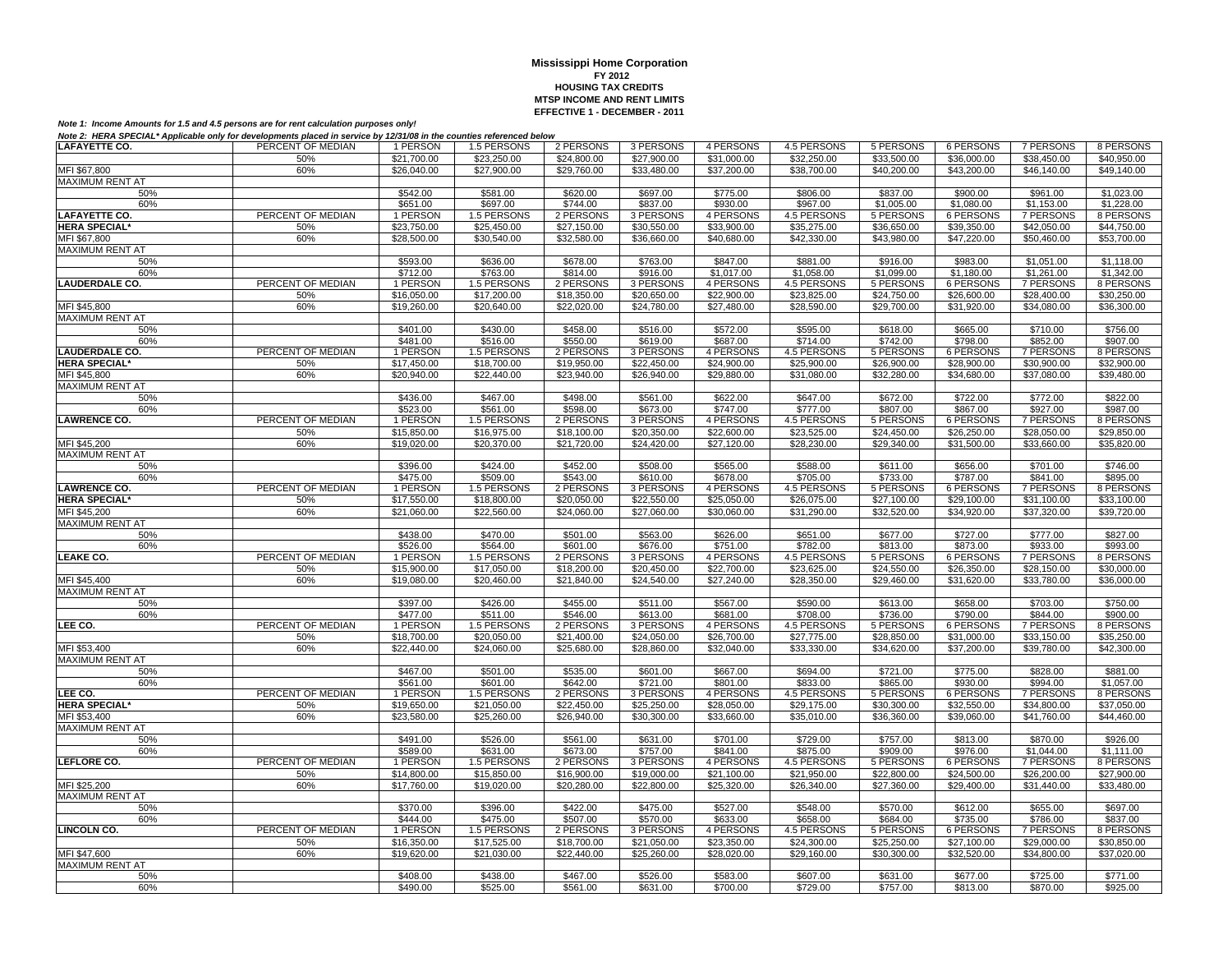**Mississippi Home Corporation**
**FY 2012**
**HOUSING TAX CREDITS**
**MTSP INCOME AND RENT LIMITS**
**EFFECTIVE 1 - DECEMBER - 2011**

***Note 1: Income Amounts for 1.5 and 4.5 persons are for rent calculation purposes only!***

***Note 2: HERA SPECIAL\* Applicable only for developments placed in service by 12/31/08 in the counties referenced below***

| LAFAYETTE CO. | PERCENT OF MEDIAN | 1 PERSON | 1.5 PERSONS | 2 PERSONS | 3 PERSONS | 4 PERSONS | 4.5 PERSONS | 5 PERSONS | 6 PERSONS | 7 PERSONS | 8 PERSONS |
|---|---|---|---|---|---|---|---|---|---|---|---|
| | 50% | $21,700.00 | $23,250.00 | $24,800.00 | $27,900.00 | $31,000.00 | $32,250.00 | $33,500.00 | $36,000.00 | $38,450.00 | $40,950.00 |
| MFI $67,800 | 60% | $26,040.00 | $27,900.00 | $29,760.00 | $33,480.00 | $37,200.00 | $38,700.00 | $40,200.00 | $43,200.00 | $46,140.00 | $49,140.00 |
| MAXIMUM RENT AT | | | | | | | | | | | |
| 50% | | $542.00 | $581.00 | $620.00 | $697.00 | $775.00 | $806.00 | $837.00 | $900.00 | $961.00 | $1,023.00 |
| 60% | | $651.00 | $697.00 | $744.00 | $837.00 | $930.00 | $967.00 | $1,005.00 | $1,080.00 | $1,153.00 | $1,228.00 |
| **LAFAYETTE CO.** | PERCENT OF MEDIAN | 1 PERSON | 1.5 PERSONS | 2 PERSONS | 3 PERSONS | 4 PERSONS | 4.5 PERSONS | 5 PERSONS | 6 PERSONS | 7 PERSONS | 8 PERSONS |
| **HERA SPECIAL\*** | 50% | $23,750.00 | $25,450.00 | $27,150.00 | $30,550.00 | $33,900.00 | $35,275.00 | $36,650.00 | $39,350.00 | $42,050.00 | $44,750.00 |
| MFI $67,800 | 60% | $28,500.00 | $30,540.00 | $32,580.00 | $36,660.00 | $40,680.00 | $42,330.00 | $43,980.00 | $47,220.00 | $50,460.00 | $53,700.00 |
| MAXIMUM RENT AT | | | | | | | | | | | |
| 50% | | $593.00 | $636.00 | $678.00 | $763.00 | $847.00 | $881.00 | $916.00 | $983.00 | $1,051.00 | $1,118.00 |
| 60% | | $712.00 | $763.00 | $814.00 | $916.00 | $1,017.00 | $1,058.00 | $1,099.00 | $1,180.00 | $1,261.00 | $1,342.00 |
| **LAUDERDALE CO.** | PERCENT OF MEDIAN | 1 PERSON | 1.5 PERSONS | 2 PERSONS | 3 PERSONS | 4 PERSONS | 4.5 PERSONS | 5 PERSONS | 6 PERSONS | 7 PERSONS | 8 PERSONS |
| | 50% | $16,050.00 | $17,200.00 | $18,350.00 | $20,650.00 | $22,900.00 | $23,825.00 | $24,750.00 | $26,600.00 | $28,400.00 | $30,250.00 |
| MFI $45,800 | 60% | $19,260.00 | $20,640.00 | $22,020.00 | $24,780.00 | $27,480.00 | $28,590.00 | $29,700.00 | $31,920.00 | $34,080.00 | $36,300.00 |
| MAXIMUM RENT AT | | | | | | | | | | | |
| 50% | | $401.00 | $430.00 | $458.00 | $516.00 | $572.00 | $595.00 | $618.00 | $665.00 | $710.00 | $756.00 |
| 60% | | $481.00 | $516.00 | $550.00 | $619.00 | $687.00 | $714.00 | $742.00 | $798.00 | $852.00 | $907.00 |
| **LAUDERDALE CO.** | PERCENT OF MEDIAN | 1 PERSON | 1.5 PERSONS | 2 PERSONS | 3 PERSONS | 4 PERSONS | 4.5 PERSONS | 5 PERSONS | 6 PERSONS | 7 PERSONS | 8 PERSONS |
| **HERA SPECIAL\*** | 50% | $17,450.00 | $18,700.00 | $19,950.00 | $22,450.00 | $24,900.00 | $25,900.00 | $26,900.00 | $28,900.00 | $30,900.00 | $32,900.00 |
| MFI $45,800 | 60% | $20,940.00 | $22,440.00 | $23,940.00 | $26,940.00 | $29,880.00 | $31,080.00 | $32,280.00 | $34,680.00 | $37,080.00 | $39,480.00 |
| MAXIMUM RENT AT | | | | | | | | | | | |
| 50% | | $436.00 | $467.00 | $498.00 | $561.00 | $622.00 | $647.00 | $672.00 | $722.00 | $772.00 | $822.00 |
| 60% | | $523.00 | $561.00 | $598.00 | $673.00 | $747.00 | $777.00 | $807.00 | $867.00 | $927.00 | $987.00 |
| **LAWRENCE CO.** | PERCENT OF MEDIAN | 1 PERSON | 1.5 PERSONS | 2 PERSONS | 3 PERSONS | 4 PERSONS | 4.5 PERSONS | 5 PERSONS | 6 PERSONS | 7 PERSONS | 8 PERSONS |
| | 50% | $15,850.00 | $16,975.00 | $18,100.00 | $20,350.00 | $22,600.00 | $23,525.00 | $24,450.00 | $26,250.00 | $28,050.00 | $29,850.00 |
| MFI $45,200 | 60% | $19,020.00 | $20,370.00 | $21,720.00 | $24,420.00 | $27,120.00 | $28,230.00 | $29,340.00 | $31,500.00 | $33,660.00 | $35,820.00 |
| MAXIMUM RENT AT | | | | | | | | | | | |
| 50% | | $396.00 | $424.00 | $452.00 | $508.00 | $565.00 | $588.00 | $611.00 | $656.00 | $701.00 | $746.00 |
| 60% | | $475.00 | $509.00 | $543.00 | $610.00 | $678.00 | $705.00 | $733.00 | $787.00 | $841.00 | $895.00 |
| **LAWRENCE CO.** | PERCENT OF MEDIAN | 1 PERSON | 1.5 PERSONS | 2 PERSONS | 3 PERSONS | 4 PERSONS | 4.5 PERSONS | 5 PERSONS | 6 PERSONS | 7 PERSONS | 8 PERSONS |
| **HERA SPECIAL\*** | 50% | $17,550.00 | $18,800.00 | $20,050.00 | $22,550.00 | $25,050.00 | $26,075.00 | $27,100.00 | $29,100.00 | $31,100.00 | $33,100.00 |
| MFI $45,200 | 60% | $21,060.00 | $22,560.00 | $24,060.00 | $27,060.00 | $30,060.00 | $31,290.00 | $32,520.00 | $34,920.00 | $37,320.00 | $39,720.00 |
| MAXIMUM RENT AT | | | | | | | | | | | |
| 50% | | $438.00 | $470.00 | $501.00 | $563.00 | $626.00 | $651.00 | $677.00 | $727.00 | $777.00 | $827.00 |
| 60% | | $526.00 | $564.00 | $601.00 | $676.00 | $751.00 | $782.00 | $813.00 | $873.00 | $933.00 | $993.00 |
| **LEAKE CO.** | PERCENT OF MEDIAN | 1 PERSON | 1.5 PERSONS | 2 PERSONS | 3 PERSONS | 4 PERSONS | 4.5 PERSONS | 5 PERSONS | 6 PERSONS | 7 PERSONS | 8 PERSONS |
| | 50% | $15,900.00 | $17,050.00 | $18,200.00 | $20,450.00 | $22,700.00 | $23,625.00 | $24,550.00 | $26,350.00 | $28,150.00 | $30,000.00 |
| MFI $45,400 | 60% | $19,080.00 | $20,460.00 | $21,840.00 | $24,540.00 | $27,240.00 | $28,350.00 | $29,460.00 | $31,620.00 | $33,780.00 | $36,000.00 |
| MAXIMUM RENT AT | | | | | | | | | | | |
| 50% | | $397.00 | $426.00 | $455.00 | $511.00 | $567.00 | $590.00 | $613.00 | $658.00 | $703.00 | $750.00 |
| 60% | | $477.00 | $511.00 | $546.00 | $613.00 | $681.00 | $708.00 | $736.00 | $790.00 | $844.00 | $900.00 |
| **LEE CO.** | PERCENT OF MEDIAN | 1 PERSON | 1.5 PERSONS | 2 PERSONS | 3 PERSONS | 4 PERSONS | 4.5 PERSONS | 5 PERSONS | 6 PERSONS | 7 PERSONS | 8 PERSONS |
| | 50% | $18,700.00 | $20,050.00 | $21,400.00 | $24,050.00 | $26,700.00 | $27,775.00 | $28,850.00 | $31,000.00 | $33,150.00 | $35,250.00 |
| MFI $53,400 | 60% | $22,440.00 | $24,060.00 | $25,680.00 | $28,860.00 | $32,040.00 | $33,330.00 | $34,620.00 | $37,200.00 | $39,780.00 | $42,300.00 |
| MAXIMUM RENT AT | | | | | | | | | | | |
| 50% | | $467.00 | $501.00 | $535.00 | $601.00 | $667.00 | $694.00 | $721.00 | $775.00 | $828.00 | $881.00 |
| 60% | | $561.00 | $601.00 | $642.00 | $721.00 | $801.00 | $833.00 | $865.00 | $930.00 | $994.00 | $1,057.00 |
| **LEE CO.** | PERCENT OF MEDIAN | 1 PERSON | 1.5 PERSONS | 2 PERSONS | 3 PERSONS | 4 PERSONS | 4.5 PERSONS | 5 PERSONS | 6 PERSONS | 7 PERSONS | 8 PERSONS |
| **HERA SPECIAL\*** | 50% | $19,650.00 | $21,050.00 | $22,450.00 | $25,250.00 | $28,050.00 | $29,175.00 | $30,300.00 | $32,550.00 | $34,800.00 | $37,050.00 |
| MFI $53,400 | 60% | $23,580.00 | $25,260.00 | $26,940.00 | $30,300.00 | $33,660.00 | $35,010.00 | $36,360.00 | $39,060.00 | $41,760.00 | $44,460.00 |
| MAXIMUM RENT AT | | | | | | | | | | | |
| 50% | | $491.00 | $526.00 | $561.00 | $631.00 | $701.00 | $729.00 | $757.00 | $813.00 | $870.00 | $926.00 |
| 60% | | $589.00 | $631.00 | $673.00 | $757.00 | $841.00 | $875.00 | $909.00 | $976.00 | $1,044.00 | $1,111.00 |
| **LEFLORE CO.** | PERCENT OF MEDIAN | 1 PERSON | 1.5 PERSONS | 2 PERSONS | 3 PERSONS | 4 PERSONS | 4.5 PERSONS | 5 PERSONS | 6 PERSONS | 7 PERSONS | 8 PERSONS |
| | 50% | $14,800.00 | $15,850.00 | $16,900.00 | $19,000.00 | $21,100.00 | $21,950.00 | $22,800.00 | $24,500.00 | $26,200.00 | $27,900.00 |
| MFI $25,200 | 60% | $17,760.00 | $19,020.00 | $20,280.00 | $22,800.00 | $25,320.00 | $26,340.00 | $27,360.00 | $29,400.00 | $31,440.00 | $33,480.00 |
| MAXIMUM RENT AT | | | | | | | | | | | |
| 50% | | $370.00 | $396.00 | $422.00 | $475.00 | $527.00 | $548.00 | $570.00 | $612.00 | $655.00 | $697.00 |
| 60% | | $444.00 | $475.00 | $507.00 | $570.00 | $633.00 | $658.00 | $684.00 | $735.00 | $786.00 | $837.00 |
| **LINCOLN CO.** | PERCENT OF MEDIAN | 1 PERSON | 1.5 PERSONS | 2 PERSONS | 3 PERSONS | 4 PERSONS | 4.5 PERSONS | 5 PERSONS | 6 PERSONS | 7 PERSONS | 8 PERSONS |
| | 50% | $16,350.00 | $17,525.00 | $18,700.00 | $21,050.00 | $23,350.00 | $24,300.00 | $25,250.00 | $27,100.00 | $29,000.00 | $30,850.00 |
| MFI $47,600 | 60% | $19,620.00 | $21,030.00 | $22,440.00 | $25,260.00 | $28,020.00 | $29,160.00 | $30,300.00 | $32,520.00 | $34,800.00 | $37,020.00 |
| MAXIMUM RENT AT | | | | | | | | | | | |
| 50% | | $408.00 | $438.00 | $467.00 | $526.00 | $583.00 | $607.00 | $631.00 | $677.00 | $725.00 | $771.00 |
| 60% | | $490.00 | $525.00 | $561.00 | $631.00 | $700.00 | $729.00 | $757.00 | $813.00 | $870.00 | $925.00 |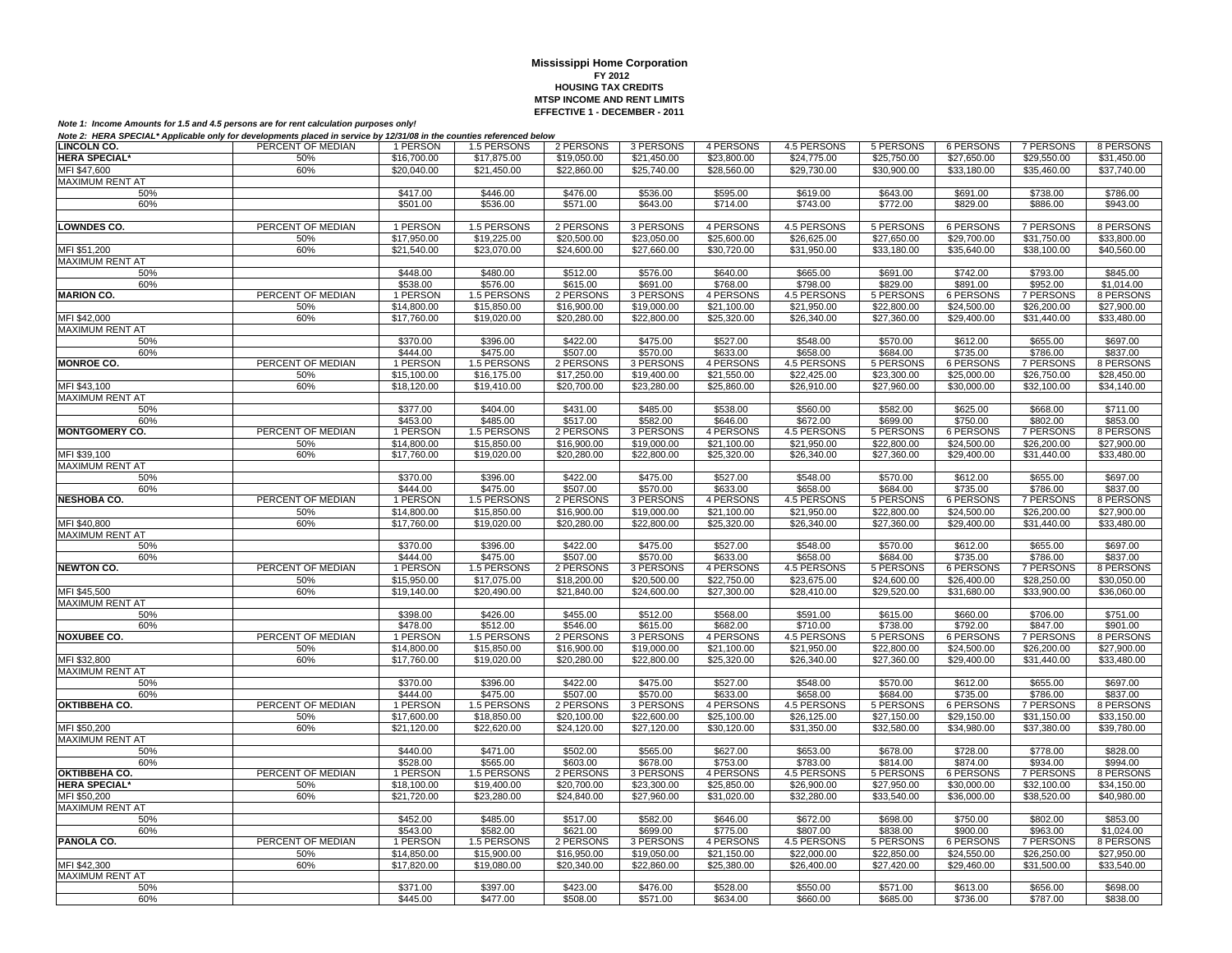**Mississippi Home Corporation**
**FY 2012**
**HOUSING TAX CREDITS**
**MTSP INCOME AND RENT LIMITS**
**EFFECTIVE 1 - DECEMBER - 2011**

***Note 1: Income Amounts for 1.5 and 4.5 persons are for rent calculation purposes only!***

***Note 2: HERA SPECIAL\* Applicable only for developments placed in service by 12/31/08 in the counties referenced below***

| **LINCOLN CO.** | PERCENT OF MEDIAN | 1 PERSON | 1.5 PERSONS | 2 PERSONS | 3 PERSONS | 4 PERSONS | 4.5 PERSONS | 5 PERSONS | 6 PERSONS | 7 PERSONS | 8 PERSONS |
|---|---|---|---|---|---|---|---|---|---|---|---|
| **HERA SPECIAL\*** | 50% | $16,700.00 | $17,875.00 | $19,050.00 | $21,450.00 | $23,800.00 | $24,775.00 | $25,750.00 | $27,650.00 | $29,550.00 | $31,450.00 |
| MFI $47,600 | 60% | $20,040.00 | $21,450.00 | $22,860.00 | $25,740.00 | $28,560.00 | $29,730.00 | $30,900.00 | $33,180.00 | $35,460.00 | $37,740.00 |
| MAXIMUM RENT AT | | | | | | | | | | | |
| 50% | | $417.00 | $446.00 | $476.00 | $536.00 | $595.00 | $619.00 | $643.00 | $691.00 | $738.00 | $786.00 |
| 60% | | $501.00 | $536.00 | $571.00 | $643.00 | $714.00 | $743.00 | $772.00 | $829.00 | $886.00 | $943.00 |
| | | | | | | | | | | | |
| **LOWNDES CO.** | PERCENT OF MEDIAN | 1 PERSON | 1.5 PERSONS | 2 PERSONS | 3 PERSONS | 4 PERSONS | 4.5 PERSONS | 5 PERSONS | 6 PERSONS | 7 PERSONS | 8 PERSONS |
| | 50% | $17,950.00 | $19,225.00 | $20,500.00 | $23,050.00 | $25,600.00 | $26,625.00 | $27,650.00 | $29,700.00 | $31,750.00 | $33,800.00 |
| MFI $51,200 | 60% | $21,540.00 | $23,070.00 | $24,600.00 | $27,660.00 | $30,720.00 | $31,950.00 | $33,180.00 | $35,640.00 | $38,100.00 | $40,560.00 |
| MAXIMUM RENT AT | | | | | | | | | | | |
| 50% | | $448.00 | $480.00 | $512.00 | $576.00 | $640.00 | $665.00 | $691.00 | $742.00 | $793.00 | $845.00 |
| 60% | | $538.00 | $576.00 | $615.00 | $691.00 | $768.00 | $798.00 | $829.00 | $891.00 | $952.00 | $1,014.00 |
| **MARION CO.** | PERCENT OF MEDIAN | 1 PERSON | 1.5 PERSONS | 2 PERSONS | 3 PERSONS | 4 PERSONS | 4.5 PERSONS | 5 PERSONS | 6 PERSONS | 7 PERSONS | 8 PERSONS |
| | 50% | $14,800.00 | $15,850.00 | $16,900.00 | $19,000.00 | $21,100.00 | $21,950.00 | $22,800.00 | $24,500.00 | $26,200.00 | $27,900.00 |
| MFI $42,000 | 60% | $17,760.00 | $19,020.00 | $20,280.00 | $22,800.00 | $25,320.00 | $26,340.00 | $27,360.00 | $29,400.00 | $31,440.00 | $33,480.00 |
| MAXIMUM RENT AT | | | | | | | | | | | |
| 50% | | $370.00 | $396.00 | $422.00 | $475.00 | $527.00 | $548.00 | $570.00 | $612.00 | $655.00 | $697.00 |
| 60% | | $444.00 | $475.00 | $507.00 | $570.00 | $633.00 | $658.00 | $684.00 | $735.00 | $786.00 | $837.00 |
| **MONROE CO.** | PERCENT OF MEDIAN | 1 PERSON | 1.5 PERSONS | 2 PERSONS | 3 PERSONS | 4 PERSONS | 4.5 PERSONS | 5 PERSONS | 6 PERSONS | 7 PERSONS | 8 PERSONS |
| | 50% | $15,100.00 | $16,175.00 | $17,250.00 | $19,400.00 | $21,550.00 | $22,425.00 | $23,300.00 | $25,000.00 | $26,750.00 | $28,450.00 |
| MFI $43,100 | 60% | $18,120.00 | $19,410.00 | $20,700.00 | $23,280.00 | $25,860.00 | $26,910.00 | $27,960.00 | $30,000.00 | $32,100.00 | $34,140.00 |
| MAXIMUM RENT AT | | | | | | | | | | | |
| 50% | | $377.00 | $404.00 | $431.00 | $485.00 | $538.00 | $560.00 | $582.00 | $625.00 | $668.00 | $711.00 |
| 60% | | $453.00 | $485.00 | $517.00 | $582.00 | $646.00 | $672.00 | $699.00 | $750.00 | $802.00 | $853.00 |
| **MONTGOMERY CO.** | PERCENT OF MEDIAN | 1 PERSON | 1.5 PERSONS | 2 PERSONS | 3 PERSONS | 4 PERSONS | 4.5 PERSONS | 5 PERSONS | 6 PERSONS | 7 PERSONS | 8 PERSONS |
| | 50% | $14,800.00 | $15,850.00 | $16,900.00 | $19,000.00 | $21,100.00 | $21,950.00 | $22,800.00 | $24,500.00 | $26,200.00 | $27,900.00 |
| MFI $39,100 | 60% | $17,760.00 | $19,020.00 | $20,280.00 | $22,800.00 | $25,320.00 | $26,340.00 | $27,360.00 | $29,400.00 | $31,440.00 | $33,480.00 |
| MAXIMUM RENT AT | | | | | | | | | | | |
| 50% | | $370.00 | $396.00 | $422.00 | $475.00 | $527.00 | $548.00 | $570.00 | $612.00 | $655.00 | $697.00 |
| 60% | | $444.00 | $475.00 | $507.00 | $570.00 | $633.00 | $658.00 | $684.00 | $735.00 | $786.00 | $837.00 |
| **NESHOBA CO.** | PERCENT OF MEDIAN | 1 PERSON | 1.5 PERSONS | 2 PERSONS | 3 PERSONS | 4 PERSONS | 4.5 PERSONS | 5 PERSONS | 6 PERSONS | 7 PERSONS | 8 PERSONS |
| | 50% | $14,800.00 | $15,850.00 | $16,900.00 | $19,000.00 | $21,100.00 | $21,950.00 | $22,800.00 | $24,500.00 | $26,200.00 | $27,900.00 |
| MFI $40,800 | 60% | $17,760.00 | $19,020.00 | $20,280.00 | $22,800.00 | $25,320.00 | $26,340.00 | $27,360.00 | $29,400.00 | $31,440.00 | $33,480.00 |
| MAXIMUM RENT AT | | | | | | | | | | | |
| 50% | | $370.00 | $396.00 | $422.00 | $475.00 | $527.00 | $548.00 | $570.00 | $612.00 | $655.00 | $697.00 |
| 60% | | $444.00 | $475.00 | $507.00 | $570.00 | $633.00 | $658.00 | $684.00 | $735.00 | $786.00 | $837.00 |
| **NEWTON CO.** | PERCENT OF MEDIAN | 1 PERSON | 1.5 PERSONS | 2 PERSONS | 3 PERSONS | 4 PERSONS | 4.5 PERSONS | 5 PERSONS | 6 PERSONS | 7 PERSONS | 8 PERSONS |
| | 50% | $15,950.00 | $17,075.00 | $18,200.00 | $20,500.00 | $22,750.00 | $23,675.00 | $24,600.00 | $26,400.00 | $28,250.00 | $30,050.00 |
| MFI $45,500 | 60% | $19,140.00 | $20,490.00 | $21,840.00 | $24,600.00 | $27,300.00 | $28,410.00 | $29,520.00 | $31,680.00 | $33,900.00 | $36,060.00 |
| MAXIMUM RENT AT | | | | | | | | | | | |
| 50% | | $398.00 | $426.00 | $455.00 | $512.00 | $568.00 | $591.00 | $615.00 | $660.00 | $706.00 | $751.00 |
| 60% | | $478.00 | $512.00 | $546.00 | $615.00 | $682.00 | $710.00 | $738.00 | $792.00 | $847.00 | $901.00 |
| **NOXUBEE CO.** | PERCENT OF MEDIAN | 1 PERSON | 1.5 PERSONS | 2 PERSONS | 3 PERSONS | 4 PERSONS | 4.5 PERSONS | 5 PERSONS | 6 PERSONS | 7 PERSONS | 8 PERSONS |
| | 50% | $14,800.00 | $15,850.00 | $16,900.00 | $19,000.00 | $21,100.00 | $21,950.00 | $22,800.00 | $24,500.00 | $26,200.00 | $27,900.00 |
| MFI $32,800 | 60% | $17,760.00 | $19,020.00 | $20,280.00 | $22,800.00 | $25,320.00 | $26,340.00 | $27,360.00 | $29,400.00 | $31,440.00 | $33,480.00 |
| MAXIMUM RENT AT | | | | | | | | | | | |
| 50% | | $370.00 | $396.00 | $422.00 | $475.00 | $527.00 | $548.00 | $570.00 | $612.00 | $655.00 | $697.00 |
| 60% | | $444.00 | $475.00 | $507.00 | $570.00 | $633.00 | $658.00 | $684.00 | $735.00 | $786.00 | $837.00 |
| **OKTIBBEHA CO.** | PERCENT OF MEDIAN | 1 PERSON | 1.5 PERSONS | 2 PERSONS | 3 PERSONS | 4 PERSONS | 4.5 PERSONS | 5 PERSONS | 6 PERSONS | 7 PERSONS | 8 PERSONS |
| | 50% | $17,600.00 | $18,850.00 | $20,100.00 | $22,600.00 | $25,100.00 | $26,125.00 | $27,150.00 | $29,150.00 | $31,150.00 | $33,150.00 |
| MFI $50,200 | 60% | $21,120.00 | $22,620.00 | $24,120.00 | $27,120.00 | $30,120.00 | $31,350.00 | $32,580.00 | $34,980.00 | $37,380.00 | $39,780.00 |
| MAXIMUM RENT AT | | | | | | | | | | | |
| 50% | | $440.00 | $471.00 | $502.00 | $565.00 | $627.00 | $653.00 | $678.00 | $728.00 | $778.00 | $828.00 |
| 60% | | $528.00 | $565.00 | $603.00 | $678.00 | $753.00 | $783.00 | $814.00 | $874.00 | $934.00 | $994.00 |
| **OKTIBBEHA CO.** | PERCENT OF MEDIAN | 1 PERSON | 1.5 PERSONS | 2 PERSONS | 3 PERSONS | 4 PERSONS | 4.5 PERSONS | 5 PERSONS | 6 PERSONS | 7 PERSONS | 8 PERSONS |
| **HERA SPECIAL\*** | 50% | $18,100.00 | $19,400.00 | $20,700.00 | $23,300.00 | $25,850.00 | $26,900.00 | $27,950.00 | $30,000.00 | $32,100.00 | $34,150.00 |
| MFI $50,200 | 60% | $21,720.00 | $23,280.00 | $24,840.00 | $27,960.00 | $31,020.00 | $32,280.00 | $33,540.00 | $36,000.00 | $38,520.00 | $40,980.00 |
| MAXIMUM RENT AT | | | | | | | | | | | |
| 50% | | $452.00 | $485.00 | $517.00 | $582.00 | $646.00 | $672.00 | $698.00 | $750.00 | $802.00 | $853.00 |
| 60% | | $543.00 | $582.00 | $621.00 | $699.00 | $775.00 | $807.00 | $838.00 | $900.00 | $963.00 | $1,024.00 |
| **PANOLA CO.** | PERCENT OF MEDIAN | 1 PERSON | 1.5 PERSONS | 2 PERSONS | 3 PERSONS | 4 PERSONS | 4.5 PERSONS | 5 PERSONS | 6 PERSONS | 7 PERSONS | 8 PERSONS |
| | 50% | $14,850.00 | $15,900.00 | $16,950.00 | $19,050.00 | $21,150.00 | $22,000.00 | $22,850.00 | $24,550.00 | $26,250.00 | $27,950.00 |
| MFI $42,300 | 60% | $17,820.00 | $19,080.00 | $20,340.00 | $22,860.00 | $25,380.00 | $26,400.00 | $27,420.00 | $29,460.00 | $31,500.00 | $33,540.00 |
| MAXIMUM RENT AT | | | | | | | | | | | |
| 50% | | $371.00 | $397.00 | $423.00 | $476.00 | $528.00 | $550.00 | $571.00 | $613.00 | $656.00 | $698.00 |
| 60% | | $445.00 | $477.00 | $508.00 | $571.00 | $634.00 | $660.00 | $685.00 | $736.00 | $787.00 | $838.00 |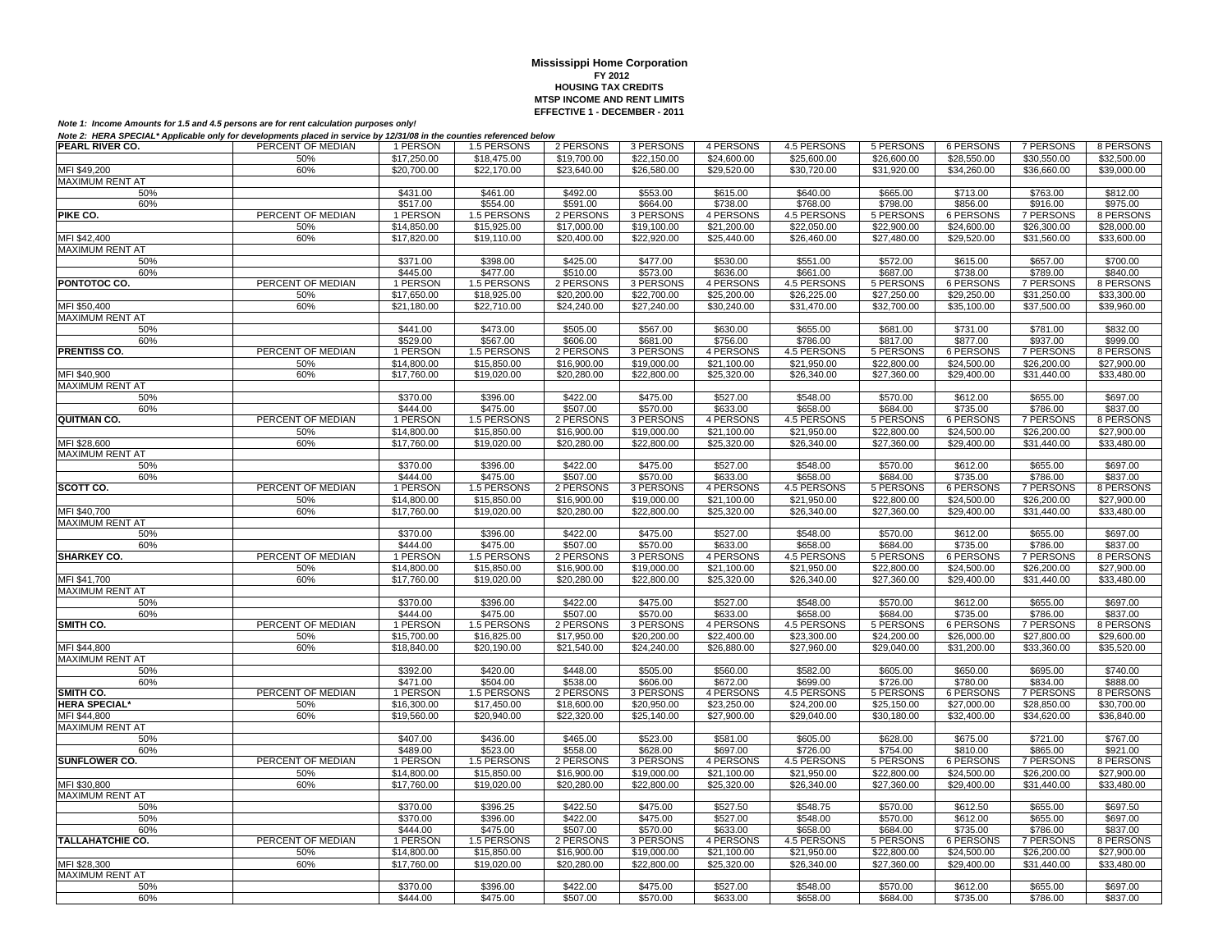**Mississippi Home Corporation**
**FY 2012**
**HOUSING TAX CREDITS**
**MTSP INCOME AND RENT LIMITS**
**EFFECTIVE 1 - DECEMBER - 2011**

***Note 1: Income Amounts for 1.5 and 4.5 persons are for rent calculation purposes only!***

***Note 2: HERA SPECIAL\* Applicable only for developments placed in service by 12/31/08 in the counties referenced below***

| **PEARL RIVER CO.** | PERCENT OF MEDIAN | 1 PERSON | 1.5 PERSONS | 2 PERSONS | 3 PERSONS | 4 PERSONS | 4.5 PERSONS | 5 PERSONS | 6 PERSONS | 7 PERSONS | 8 PERSONS |
|---|---|---|---|---|---|---|---|---|---|---|---|
| | 50% | $17,250.00 | $18,475.00 | $19,700.00 | $22,150.00 | $24,600.00 | $25,600.00 | $26,600.00 | $28,550.00 | $30,550.00 | $32,500.00 |
| MFI $49,200 | 60% | $20,700.00 | $22,170.00 | $23,640.00 | $26,580.00 | $29,520.00 | $30,720.00 | $31,920.00 | $34,260.00 | $36,660.00 | $39,000.00 |
| MAXIMUM RENT AT | | | | | | | | | | | |
| 50% | | $431.00 | $461.00 | $492.00 | $553.00 | $615.00 | $640.00 | $665.00 | $713.00 | $763.00 | $812.00 |
| 60% | | $517.00 | $554.00 | $591.00 | $664.00 | $738.00 | $768.00 | $798.00 | $856.00 | $916.00 | $975.00 |
| **PIKE CO.** | PERCENT OF MEDIAN | 1 PERSON | 1.5 PERSONS | 2 PERSONS | 3 PERSONS | 4 PERSONS | 4.5 PERSONS | 5 PERSONS | 6 PERSONS | 7 PERSONS | 8 PERSONS |
| | 50% | $14,850.00 | $15,925.00 | $17,000.00 | $19,100.00 | $21,200.00 | $22,050.00 | $22,900.00 | $24,600.00 | $26,300.00 | $28,000.00 |
| MFI $42,400 | 60% | $17,820.00 | $19,110.00 | $20,400.00 | $22,920.00 | $25,440.00 | $26,460.00 | $27,480.00 | $29,520.00 | $31,560.00 | $33,600.00 |
| MAXIMUM RENT AT | | | | | | | | | | | |
| 50% | | $371.00 | $398.00 | $425.00 | $477.00 | $530.00 | $551.00 | $572.00 | $615.00 | $657.00 | $700.00 |
| 60% | | $445.00 | $477.00 | $510.00 | $573.00 | $636.00 | $661.00 | $687.00 | $738.00 | $789.00 | $840.00 |
| **PONTOTOC CO.** | PERCENT OF MEDIAN | 1 PERSON | 1.5 PERSONS | 2 PERSONS | 3 PERSONS | 4 PERSONS | 4.5 PERSONS | 5 PERSONS | 6 PERSONS | 7 PERSONS | 8 PERSONS |
| | 50% | $17,650.00 | $18,925.00 | $20,200.00 | $22,700.00 | $25,200.00 | $26,225.00 | $27,250.00 | $29,250.00 | $31,250.00 | $33,300.00 |
| MFI $50,400 | 60% | $21,180.00 | $22,710.00 | $24,240.00 | $27,240.00 | $30,240.00 | $31,470.00 | $32,700.00 | $35,100.00 | $37,500.00 | $39,960.00 |
| MAXIMUM RENT AT | | | | | | | | | | | |
| 50% | | $441.00 | $473.00 | $505.00 | $567.00 | $630.00 | $655.00 | $681.00 | $731.00 | $781.00 | $832.00 |
| 60% | | $529.00 | $567.00 | $606.00 | $681.00 | $756.00 | $786.00 | $817.00 | $877.00 | $937.00 | $999.00 |
| **PRENTISS CO.** | PERCENT OF MEDIAN | 1 PERSON | 1.5 PERSONS | 2 PERSONS | 3 PERSONS | 4 PERSONS | 4.5 PERSONS | 5 PERSONS | 6 PERSONS | 7 PERSONS | 8 PERSONS |
| | 50% | $14,800.00 | $15,850.00 | $16,900.00 | $19,000.00 | $21,100.00 | $21,950.00 | $22,800.00 | $24,500.00 | $26,200.00 | $27,900.00 |
| MFI $40,900 | 60% | $17,760.00 | $19,020.00 | $20,280.00 | $22,800.00 | $25,320.00 | $26,340.00 | $27,360.00 | $29,400.00 | $31,440.00 | $33,480.00 |
| MAXIMUM RENT AT | | | | | | | | | | | |
| 50% | | $370.00 | $396.00 | $422.00 | $475.00 | $527.00 | $548.00 | $570.00 | $612.00 | $655.00 | $697.00 |
| 60% | | $444.00 | $475.00 | $507.00 | $570.00 | $633.00 | $658.00 | $684.00 | $735.00 | $786.00 | $837.00 |
| **QUITMAN CO.** | PERCENT OF MEDIAN | 1 PERSON | 1.5 PERSONS | 2 PERSONS | 3 PERSONS | 4 PERSONS | 4.5 PERSONS | 5 PERSONS | 6 PERSONS | 7 PERSONS | 8 PERSONS |
| | 50% | $14,800.00 | $15,850.00 | $16,900.00 | $19,000.00 | $21,100.00 | $21,950.00 | $22,800.00 | $24,500.00 | $26,200.00 | $27,900.00 |
| MFI $28,600 | 60% | $17,760.00 | $19,020.00 | $20,280.00 | $22,800.00 | $25,320.00 | $26,340.00 | $27,360.00 | $29,400.00 | $31,440.00 | $33,480.00 |
| MAXIMUM RENT AT | | | | | | | | | | | |
| 50% | | $370.00 | $396.00 | $422.00 | $475.00 | $527.00 | $548.00 | $570.00 | $612.00 | $655.00 | $697.00 |
| 60% | | $444.00 | $475.00 | $507.00 | $570.00 | $633.00 | $658.00 | $684.00 | $735.00 | $786.00 | $837.00 |
| **SCOTT CO.** | PERCENT OF MEDIAN | 1 PERSON | 1.5 PERSONS | 2 PERSONS | 3 PERSONS | 4 PERSONS | 4.5 PERSONS | 5 PERSONS | 6 PERSONS | 7 PERSONS | 8 PERSONS |
| | 50% | $14,800.00 | $15,850.00 | $16,900.00 | $19,000.00 | $21,100.00 | $21,950.00 | $22,800.00 | $24,500.00 | $26,200.00 | $27,900.00 |
| MFI $40,700 | 60% | $17,760.00 | $19,020.00 | $20,280.00 | $22,800.00 | $25,320.00 | $26,340.00 | $27,360.00 | $29,400.00 | $31,440.00 | $33,480.00 |
| MAXIMUM RENT AT | | | | | | | | | | | |
| 50% | | $370.00 | $396.00 | $422.00 | $475.00 | $527.00 | $548.00 | $570.00 | $612.00 | $655.00 | $697.00 |
| 60% | | $444.00 | $475.00 | $507.00 | $570.00 | $633.00 | $658.00 | $684.00 | $735.00 | $786.00 | $837.00 |
| **SHARKEY CO.** | PERCENT OF MEDIAN | 1 PERSON | 1.5 PERSONS | 2 PERSONS | 3 PERSONS | 4 PERSONS | 4.5 PERSONS | 5 PERSONS | 6 PERSONS | 7 PERSONS | 8 PERSONS |
| | 50% | $14,800.00 | $15,850.00 | $16,900.00 | $19,000.00 | $21,100.00 | $21,950.00 | $22,800.00 | $24,500.00 | $26,200.00 | $27,900.00 |
| MFI $41,700 | 60% | $17,760.00 | $19,020.00 | $20,280.00 | $22,800.00 | $25,320.00 | $26,340.00 | $27,360.00 | $29,400.00 | $31,440.00 | $33,480.00 |
| MAXIMUM RENT AT | | | | | | | | | | | |
| 50% | | $370.00 | $396.00 | $422.00 | $475.00 | $527.00 | $548.00 | $570.00 | $612.00 | $655.00 | $697.00 |
| 60% | | $444.00 | $475.00 | $507.00 | $570.00 | $633.00 | $658.00 | $684.00 | $735.00 | $786.00 | $837.00 |
| **SMITH CO.** | PERCENT OF MEDIAN | 1 PERSON | 1.5 PERSONS | 2 PERSONS | 3 PERSONS | 4 PERSONS | 4.5 PERSONS | 5 PERSONS | 6 PERSONS | 7 PERSONS | 8 PERSONS |
| | 50% | $15,700.00 | $16,825.00 | $17,950.00 | $20,200.00 | $22,400.00 | $23,300.00 | $24,200.00 | $26,000.00 | $27,800.00 | $29,600.00 |
| MFI $44,800 | 60% | $18,840.00 | $20,190.00 | $21,540.00 | $24,240.00 | $26,880.00 | $27,960.00 | $29,040.00 | $31,200.00 | $33,360.00 | $35,520.00 |
| MAXIMUM RENT AT | | | | | | | | | | | |
| 50% | | $392.00 | $420.00 | $448.00 | $505.00 | $560.00 | $582.00 | $605.00 | $650.00 | $695.00 | $740.00 |
| 60% | | $471.00 | $504.00 | $538.00 | $606.00 | $672.00 | $699.00 | $726.00 | $780.00 | $834.00 | $888.00 |
| **SMITH CO.** | PERCENT OF MEDIAN | 1 PERSON | 1.5 PERSONS | 2 PERSONS | 3 PERSONS | 4 PERSONS | 4.5 PERSONS | 5 PERSONS | 6 PERSONS | 7 PERSONS | 8 PERSONS |
| **HERA SPECIAL\*** | 50% | $16,300.00 | $17,450.00 | $18,600.00 | $20,950.00 | $23,250.00 | $24,200.00 | $25,150.00 | $27,000.00 | $28,850.00 | $30,700.00 |
| MFI $44,800 | 60% | $19,560.00 | $20,940.00 | $22,320.00 | $25,140.00 | $27,900.00 | $29,040.00 | $30,180.00 | $32,400.00 | $34,620.00 | $36,840.00 |
| MAXIMUM RENT AT | | | | | | | | | | | |
| 50% | | $407.00 | $436.00 | $465.00 | $523.00 | $581.00 | $605.00 | $628.00 | $675.00 | $721.00 | $767.00 |
| 60% | | $489.00 | $523.00 | $558.00 | $628.00 | $697.00 | $726.00 | $754.00 | $810.00 | $865.00 | $921.00 |
| **SUNFLOWER CO.** | PERCENT OF MEDIAN | 1 PERSON | 1.5 PERSONS | 2 PERSONS | 3 PERSONS | 4 PERSONS | 4.5 PERSONS | 5 PERSONS | 6 PERSONS | 7 PERSONS | 8 PERSONS |
| | 50% | $14,800.00 | $15,850.00 | $16,900.00 | $19,000.00 | $21,100.00 | $21,950.00 | $22,800.00 | $24,500.00 | $26,200.00 | $27,900.00 |
| MFI $30,800 | 60% | $17,760.00 | $19,020.00 | $20,280.00 | $22,800.00 | $25,320.00 | $26,340.00 | $27,360.00 | $29,400.00 | $31,440.00 | $33,480.00 |
| MAXIMUM RENT AT | | | | | | | | | | | |
| 50% | | $370.00 | $396.25 | $422.50 | $475.00 | $527.50 | $548.75 | $570.00 | $612.50 | $655.00 | $697.50 |
| 50% | | $370.00 | $396.00 | $422.00 | $475.00 | $527.00 | $548.00 | $570.00 | $612.00 | $655.00 | $697.00 |
| 60% | | $444.00 | $475.00 | $507.00 | $570.00 | $633.00 | $658.00 | $684.00 | $735.00 | $786.00 | $837.00 |
| **TALLAHATCHIE CO.** | PERCENT OF MEDIAN | 1 PERSON | 1.5 PERSONS | 2 PERSONS | 3 PERSONS | 4 PERSONS | 4.5 PERSONS | 5 PERSONS | 6 PERSONS | 7 PERSONS | 8 PERSONS |
| | 50% | $14,800.00 | $15,850.00 | $16,900.00 | $19,000.00 | $21,100.00 | $21,950.00 | $22,800.00 | $24,500.00 | $26,200.00 | $27,900.00 |
| MFI $28,300 | 60% | $17,760.00 | $19,020.00 | $20,280.00 | $22,800.00 | $25,320.00 | $26,340.00 | $27,360.00 | $29,400.00 | $31,440.00 | $33,480.00 |
| MAXIMUM RENT AT | | | | | | | | | | | |
| 50% | | $370.00 | $396.00 | $422.00 | $475.00 | $527.00 | $548.00 | $570.00 | $612.00 | $655.00 | $697.00 |
| 60% | | $444.00 | $475.00 | $507.00 | $570.00 | $633.00 | $658.00 | $684.00 | $735.00 | $786.00 | $837.00 |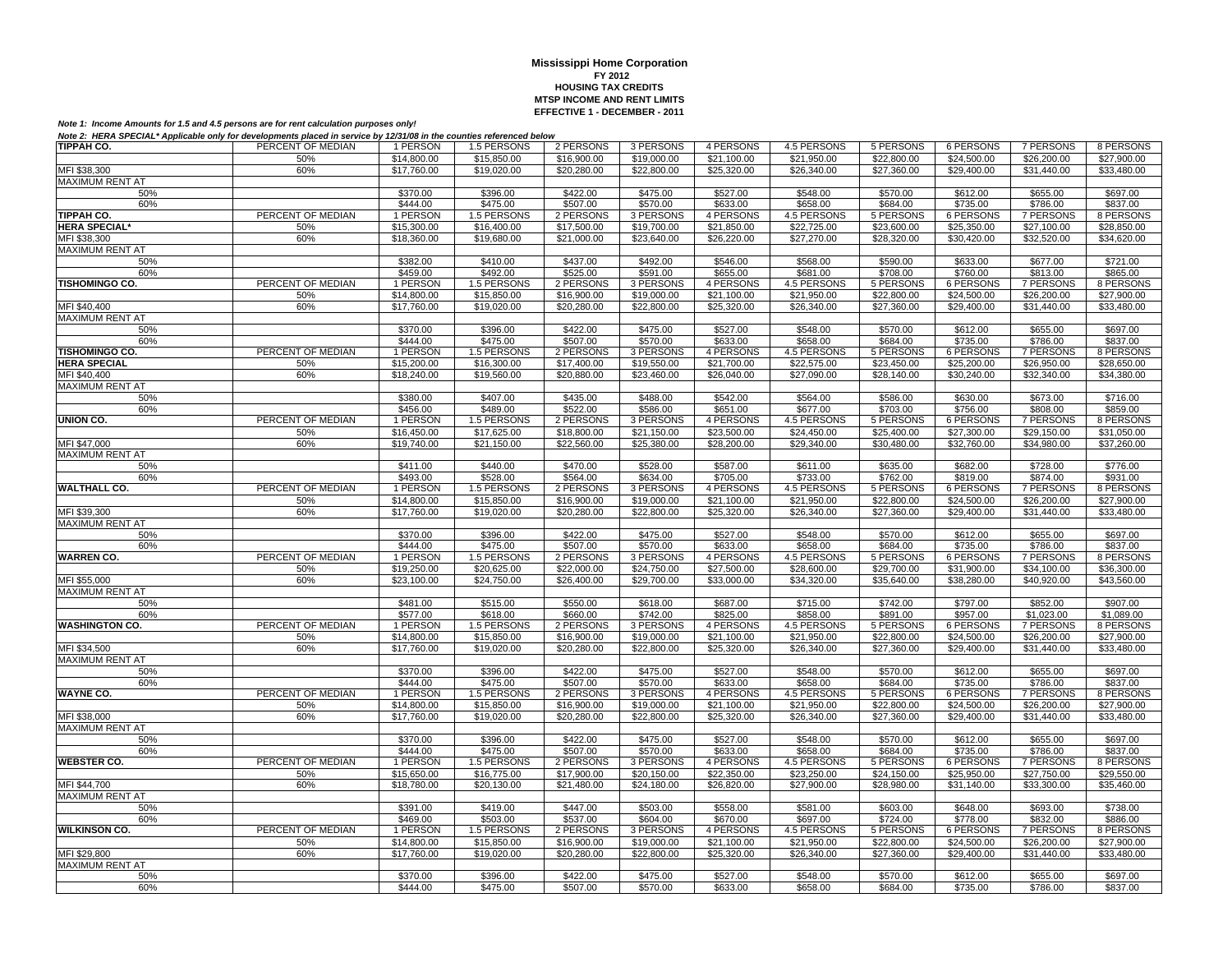**Mississippi Home Corporation**
**FY 2012**
**HOUSING TAX CREDITS**
**MTSP INCOME AND RENT LIMITS**
**EFFECTIVE 1 - DECEMBER - 2011**

*Note 1: Income Amounts for 1.5 and 4.5 persons are for rent calculation purposes only!*

*Note 2: HERA SPECIAL* Applicable only for developments placed in service by 12/31/08 in the counties referenced below*

| **TIPPAH CO.** | PERCENT OF MEDIAN | 1 PERSON | 1.5 PERSONS | 2 PERSONS | 3 PERSONS | 4 PERSONS | 4.5 PERSONS | 5 PERSONS | 6 PERSONS | 7 PERSONS | 8 PERSONS |
|---|---|---|---|---|---|---|---|---|---|---|---|
| | 50% | $14,800.00 | $15,850.00 | $16,900.00 | $19,000.00 | $21,100.00 | $21,950.00 | $22,800.00 | $24,500.00 | $26,200.00 | $27,900.00 |
| MFI $38,300 | 60% | $17,760.00 | $19,020.00 | $20,280.00 | $22,800.00 | $25,320.00 | $26,340.00 | $27,360.00 | $29,400.00 | $31,440.00 | $33,480.00 |
| MAXIMUM RENT AT | | | | | | | | | | | |
| 50% | | $370.00 | $396.00 | $422.00 | $475.00 | $527.00 | $548.00 | $570.00 | $612.00 | $655.00 | $697.00 |
| 60% | | $444.00 | $475.00 | $507.00 | $570.00 | $633.00 | $658.00 | $684.00 | $735.00 | $786.00 | $837.00 |
| **TIPPAH CO.** | PERCENT OF MEDIAN | 1 PERSON | 1.5 PERSONS | 2 PERSONS | 3 PERSONS | 4 PERSONS | 4.5 PERSONS | 5 PERSONS | 6 PERSONS | 7 PERSONS | 8 PERSONS |
| **HERA SPECIAL*** | 50% | $15,300.00 | $16,400.00 | $17,500.00 | $19,700.00 | $21,850.00 | $22,725.00 | $23,600.00 | $25,350.00 | $27,100.00 | $28,850.00 |
| MFI $38,300 | 60% | $18,360.00 | $19,680.00 | $21,000.00 | $23,640.00 | $26,220.00 | $27,270.00 | $28,320.00 | $30,420.00 | $32,520.00 | $34,620.00 |
| MAXIMUM RENT AT | | | | | | | | | | | |
| 50% | | $382.00 | $410.00 | $437.00 | $492.00 | $546.00 | $568.00 | $590.00 | $633.00 | $677.00 | $721.00 |
| 60% | | $459.00 | $492.00 | $525.00 | $591.00 | $655.00 | $681.00 | $708.00 | $760.00 | $813.00 | $865.00 |
| **TISHOMINGO CO.** | PERCENT OF MEDIAN | 1 PERSON | 1.5 PERSONS | 2 PERSONS | 3 PERSONS | 4 PERSONS | 4.5 PERSONS | 5 PERSONS | 6 PERSONS | 7 PERSONS | 8 PERSONS |
| | 50% | $14,800.00 | $15,850.00 | $16,900.00 | $19,000.00 | $21,100.00 | $21,950.00 | $22,800.00 | $24,500.00 | $26,200.00 | $27,900.00 |
| MFI $40,400 | 60% | $17,760.00 | $19,020.00 | $20,280.00 | $22,800.00 | $25,320.00 | $26,340.00 | $27,360.00 | $29,400.00 | $31,440.00 | $33,480.00 |
| MAXIMUM RENT AT | | | | | | | | | | | |
| 50% | | $370.00 | $396.00 | $422.00 | $475.00 | $527.00 | $548.00 | $570.00 | $612.00 | $655.00 | $697.00 |
| 60% | | $444.00 | $475.00 | $507.00 | $570.00 | $633.00 | $658.00 | $684.00 | $735.00 | $786.00 | $837.00 |
| **TISHOMINGO CO.** | PERCENT OF MEDIAN | 1 PERSON | 1.5 PERSONS | 2 PERSONS | 3 PERSONS | 4 PERSONS | 4.5 PERSONS | 5 PERSONS | 6 PERSONS | 7 PERSONS | 8 PERSONS |
| **HERA SPECIAL** | 50% | $15,200.00 | $16,300.00 | $17,400.00 | $19,550.00 | $21,700.00 | $22,575.00 | $23,450.00 | $25,200.00 | $26,950.00 | $28,650.00 |
| MFI $40,400 | 60% | $18,240.00 | $19,560.00 | $20,880.00 | $23,460.00 | $26,040.00 | $27,090.00 | $28,140.00 | $30,240.00 | $32,340.00 | $34,380.00 |
| MAXIMUM RENT AT | | | | | | | | | | | |
| 50% | | $380.00 | $407.00 | $435.00 | $488.00 | $542.00 | $564.00 | $586.00 | $630.00 | $673.00 | $716.00 |
| 60% | | $456.00 | $489.00 | $522.00 | $586.00 | $651.00 | $677.00 | $703.00 | $756.00 | $808.00 | $859.00 |
| **UNION CO.** | PERCENT OF MEDIAN | 1 PERSON | 1.5 PERSONS | 2 PERSONS | 3 PERSONS | 4 PERSONS | 4.5 PERSONS | 5 PERSONS | 6 PERSONS | 7 PERSONS | 8 PERSONS |
| | 50% | $16,450.00 | $17,625.00 | $18,800.00 | $21,150.00 | $23,500.00 | $24,450.00 | $25,400.00 | $27,300.00 | $29,150.00 | $31,050.00 |
| MFI $47,000 | 60% | $19,740.00 | $21,150.00 | $22,560.00 | $25,380.00 | $28,200.00 | $29,340.00 | $30,480.00 | $32,760.00 | $34,980.00 | $37,260.00 |
| MAXIMUM RENT AT | | | | | | | | | | | |
| 50% | | $411.00 | $440.00 | $470.00 | $528.00 | $587.00 | $611.00 | $635.00 | $682.00 | $728.00 | $776.00 |
| 60% | | $493.00 | $528.00 | $564.00 | $634.00 | $705.00 | $733.00 | $762.00 | $819.00 | $874.00 | $931.00 |
| **WALTHALL CO.** | PERCENT OF MEDIAN | 1 PERSON | 1.5 PERSONS | 2 PERSONS | 3 PERSONS | 4 PERSONS | 4.5 PERSONS | 5 PERSONS | 6 PERSONS | 7 PERSONS | 8 PERSONS |
| | 50% | $14,800.00 | $15,850.00 | $16,900.00 | $19,000.00 | $21,100.00 | $21,950.00 | $22,800.00 | $24,500.00 | $26,200.00 | $27,900.00 |
| MFI $39,300 | 60% | $17,760.00 | $19,020.00 | $20,280.00 | $22,800.00 | $25,320.00 | $26,340.00 | $27,360.00 | $29,400.00 | $31,440.00 | $33,480.00 |
| MAXIMUM RENT AT | | | | | | | | | | | |
| 50% | | $370.00 | $396.00 | $422.00 | $475.00 | $527.00 | $548.00 | $570.00 | $612.00 | $655.00 | $697.00 |
| 60% | | $444.00 | $475.00 | $507.00 | $570.00 | $633.00 | $658.00 | $684.00 | $735.00 | $786.00 | $837.00 |
| **WARREN CO.** | PERCENT OF MEDIAN | 1 PERSON | 1.5 PERSONS | 2 PERSONS | 3 PERSONS | 4 PERSONS | 4.5 PERSONS | 5 PERSONS | 6 PERSONS | 7 PERSONS | 8 PERSONS |
| | 50% | $19,250.00 | $20,625.00 | $22,000.00 | $24,750.00 | $27,500.00 | $28,600.00 | $29,700.00 | $31,900.00 | $34,100.00 | $36,300.00 |
| MFI $55,000 | 60% | $23,100.00 | $24,750.00 | $26,400.00 | $29,700.00 | $33,000.00 | $34,320.00 | $35,640.00 | $38,280.00 | $40,920.00 | $43,560.00 |
| MAXIMUM RENT AT | | | | | | | | | | | |
| 50% | | $481.00 | $515.00 | $550.00 | $618.00 | $687.00 | $715.00 | $742.00 | $797.00 | $852.00 | $907.00 |
| 60% | | $577.00 | $618.00 | $660.00 | $742.00 | $825.00 | $858.00 | $891.00 | $957.00 | $1,023.00 | $1,089.00 |
| **WASHINGTON CO.** | PERCENT OF MEDIAN | 1 PERSON | 1.5 PERSONS | 2 PERSONS | 3 PERSONS | 4 PERSONS | 4.5 PERSONS | 5 PERSONS | 6 PERSONS | 7 PERSONS | 8 PERSONS |
| | 50% | $14,800.00 | $15,850.00 | $16,900.00 | $19,000.00 | $21,100.00 | $21,950.00 | $22,800.00 | $24,500.00 | $26,200.00 | $27,900.00 |
| MFI $34,500 | 60% | $17,760.00 | $19,020.00 | $20,280.00 | $22,800.00 | $25,320.00 | $26,340.00 | $27,360.00 | $29,400.00 | $31,440.00 | $33,480.00 |
| MAXIMUM RENT AT | | | | | | | | | | | |
| 50% | | $370.00 | $396.00 | $422.00 | $475.00 | $527.00 | $548.00 | $570.00 | $612.00 | $655.00 | $697.00 |
| 60% | | $444.00 | $475.00 | $507.00 | $570.00 | $633.00 | $658.00 | $684.00 | $735.00 | $786.00 | $837.00 |
| **WAYNE CO.** | PERCENT OF MEDIAN | 1 PERSON | 1.5 PERSONS | 2 PERSONS | 3 PERSONS | 4 PERSONS | 4.5 PERSONS | 5 PERSONS | 6 PERSONS | 7 PERSONS | 8 PERSONS |
| | 50% | $14,800.00 | $15,850.00 | $16,900.00 | $19,000.00 | $21,100.00 | $21,950.00 | $22,800.00 | $24,500.00 | $26,200.00 | $27,900.00 |
| MFI $38,000 | 60% | $17,760.00 | $19,020.00 | $20,280.00 | $22,800.00 | $25,320.00 | $26,340.00 | $27,360.00 | $29,400.00 | $31,440.00 | $33,480.00 |
| MAXIMUM RENT AT | | | | | | | | | | | |
| 50% | | $370.00 | $396.00 | $422.00 | $475.00 | $527.00 | $548.00 | $570.00 | $612.00 | $655.00 | $697.00 |
| 60% | | $444.00 | $475.00 | $507.00 | $570.00 | $633.00 | $658.00 | $684.00 | $735.00 | $786.00 | $837.00 |
| **WEBSTER CO.** | PERCENT OF MEDIAN | 1 PERSON | 1.5 PERSONS | 2 PERSONS | 3 PERSONS | 4 PERSONS | 4.5 PERSONS | 5 PERSONS | 6 PERSONS | 7 PERSONS | 8 PERSONS |
| | 50% | $15,650.00 | $16,775.00 | $17,900.00 | $20,150.00 | $22,350.00 | $23,250.00 | $24,150.00 | $25,950.00 | $27,750.00 | $29,550.00 |
| MFI $44,700 | 60% | $18,780.00 | $20,130.00 | $21,480.00 | $24,180.00 | $26,820.00 | $27,900.00 | $28,980.00 | $31,140.00 | $33,300.00 | $35,460.00 |
| MAXIMUM RENT AT | | | | | | | | | | | |
| 50% | | $391.00 | $419.00 | $447.00 | $503.00 | $558.00 | $581.00 | $603.00 | $648.00 | $693.00 | $738.00 |
| 60% | | $469.00 | $503.00 | $537.00 | $604.00 | $670.00 | $697.00 | $724.00 | $778.00 | $832.00 | $886.00 |
| **WILKINSON CO.** | PERCENT OF MEDIAN | 1 PERSON | 1.5 PERSONS | 2 PERSONS | 3 PERSONS | 4 PERSONS | 4.5 PERSONS | 5 PERSONS | 6 PERSONS | 7 PERSONS | 8 PERSONS |
| | 50% | $14,800.00 | $15,850.00 | $16,900.00 | $19,000.00 | $21,100.00 | $21,950.00 | $22,800.00 | $24,500.00 | $26,200.00 | $27,900.00 |
| MFI $29,800 | 60% | $17,760.00 | $19,020.00 | $20,280.00 | $22,800.00 | $25,320.00 | $26,340.00 | $27,360.00 | $29,400.00 | $31,440.00 | $33,480.00 |
| MAXIMUM RENT AT | | | | | | | | | | | |
| 50% | | $370.00 | $396.00 | $422.00 | $475.00 | $527.00 | $548.00 | $570.00 | $612.00 | $655.00 | $697.00 |
| 60% | | $444.00 | $475.00 | $507.00 | $570.00 | $633.00 | $658.00 | $684.00 | $735.00 | $786.00 | $837.00 |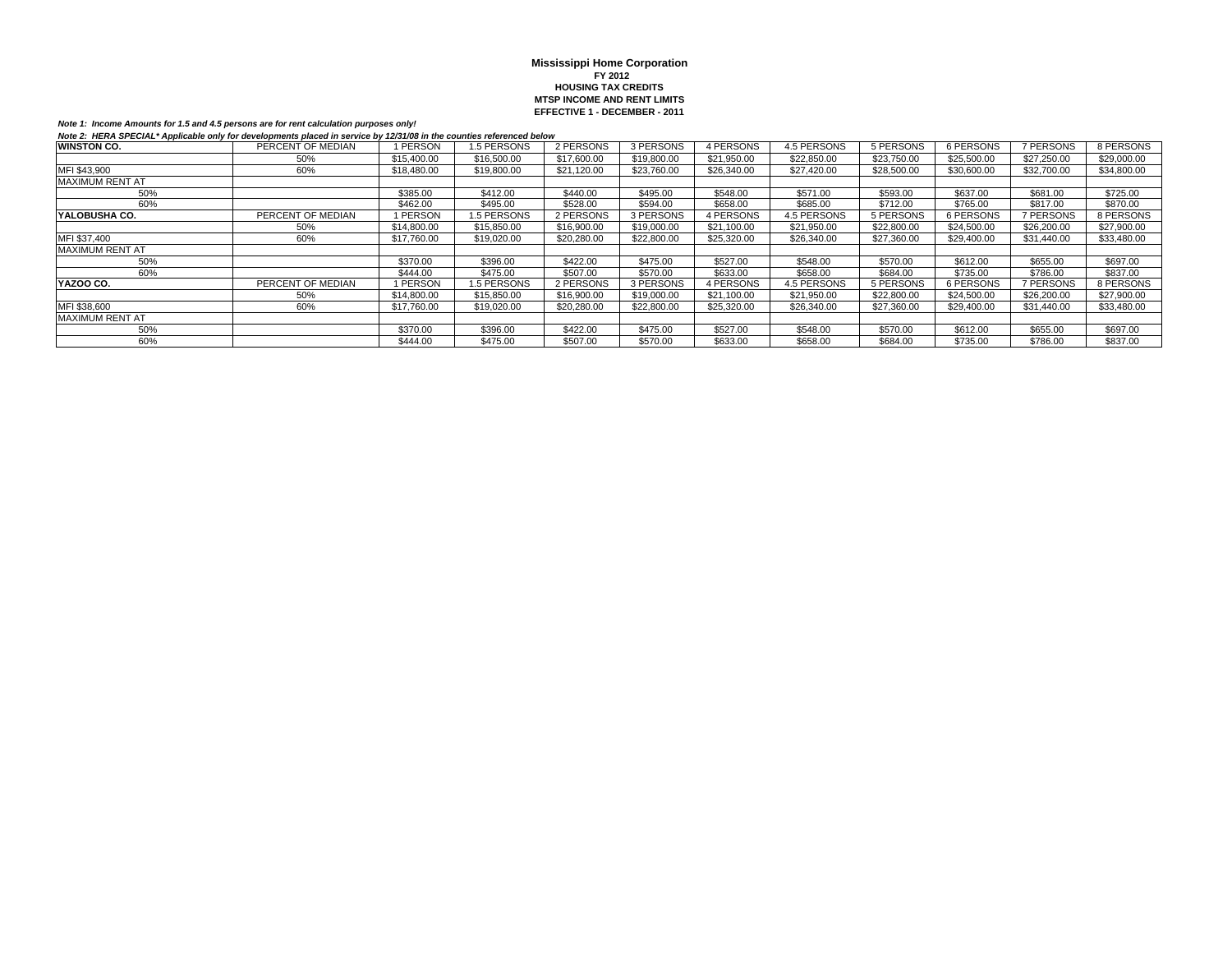**Mississippi Home Corporation**
**FY 2012**
**HOUSING TAX CREDITS**
**MTSP INCOME AND RENT LIMITS**
**EFFECTIVE 1 - DECEMBER - 2011**

***Note 1: Income Amounts for 1.5 and 4.5 persons are for rent calculation purposes only!***

***Note 2: HERA SPECIAL* Applicable only for developments placed in service by 12/31/08 in the counties referenced below***

| | | | | | | | | | | | |
|---|---|---|---|---|---|---|---|---|---|---|---|
| **WINSTON CO.** | PERCENT OF MEDIAN | 1 PERSON | 1.5 PERSONS | 2 PERSONS | 3 PERSONS | 4 PERSONS | 4.5 PERSONS | 5 PERSONS | 6 PERSONS | 7 PERSONS | 8 PERSONS |
| | 50% | $15,400.00 | $16,500.00 | $17,600.00 | $19,800.00 | $21,950.00 | $22,850.00 | $23,750.00 | $25,500.00 | $27,250.00 | $29,000.00 |
| MFI $43,900 | 60% | $18,480.00 | $19,800.00 | $21,120.00 | $23,760.00 | $26,340.00 | $27,420.00 | $28,500.00 | $30,600.00 | $32,700.00 | $34,800.00 |
| MAXIMUM RENT AT | | | | | | | | | | | |
| 50% | | $385.00 | $412.00 | $440.00 | $495.00 | $548.00 | $571.00 | $593.00 | $637.00 | $681.00 | $725.00 |
| 60% | | $462.00 | $495.00 | $528.00 | $594.00 | $658.00 | $685.00 | $712.00 | $765.00 | $817.00 | $870.00 |
| **YALOBUSHA CO.** | PERCENT OF MEDIAN | 1 PERSON | 1.5 PERSONS | 2 PERSONS | 3 PERSONS | 4 PERSONS | 4.5 PERSONS | 5 PERSONS | 6 PERSONS | 7 PERSONS | 8 PERSONS |
| | 50% | $14,800.00 | $15,850.00 | $16,900.00 | $19,000.00 | $21,100.00 | $21,950.00 | $22,800.00 | $24,500.00 | $26,200.00 | $27,900.00 |
| MFI $37,400 | 60% | $17,760.00 | $19,020.00 | $20,280.00 | $22,800.00 | $25,320.00 | $26,340.00 | $27,360.00 | $29,400.00 | $31,440.00 | $33,480.00 |
| MAXIMUM RENT AT | | | | | | | | | | | |
| 50% | | $370.00 | $396.00 | $422.00 | $475.00 | $527.00 | $548.00 | $570.00 | $612.00 | $655.00 | $697.00 |
| 60% | | $444.00 | $475.00 | $507.00 | $570.00 | $633.00 | $658.00 | $684.00 | $735.00 | $786.00 | $837.00 |
| **YAZOO CO.** | PERCENT OF MEDIAN | 1 PERSON | 1.5 PERSONS | 2 PERSONS | 3 PERSONS | 4 PERSONS | 4.5 PERSONS | 5 PERSONS | 6 PERSONS | 7 PERSONS | 8 PERSONS |
| | 50% | $14,800.00 | $15,850.00 | $16,900.00 | $19,000.00 | $21,100.00 | $21,950.00 | $22,800.00 | $24,500.00 | $26,200.00 | $27,900.00 |
| MFI $38,600 | 60% | $17,760.00 | $19,020.00 | $20,280.00 | $22,800.00 | $25,320.00 | $26,340.00 | $27,360.00 | $29,400.00 | $31,440.00 | $33,480.00 |
| MAXIMUM RENT AT | | | | | | | | | | | |
| 50% | | $370.00 | $396.00 | $422.00 | $475.00 | $527.00 | $548.00 | $570.00 | $612.00 | $655.00 | $697.00 |
| 60% | | $444.00 | $475.00 | $507.00 | $570.00 | $633.00 | $658.00 | $684.00 | $735.00 | $786.00 | $837.00 |